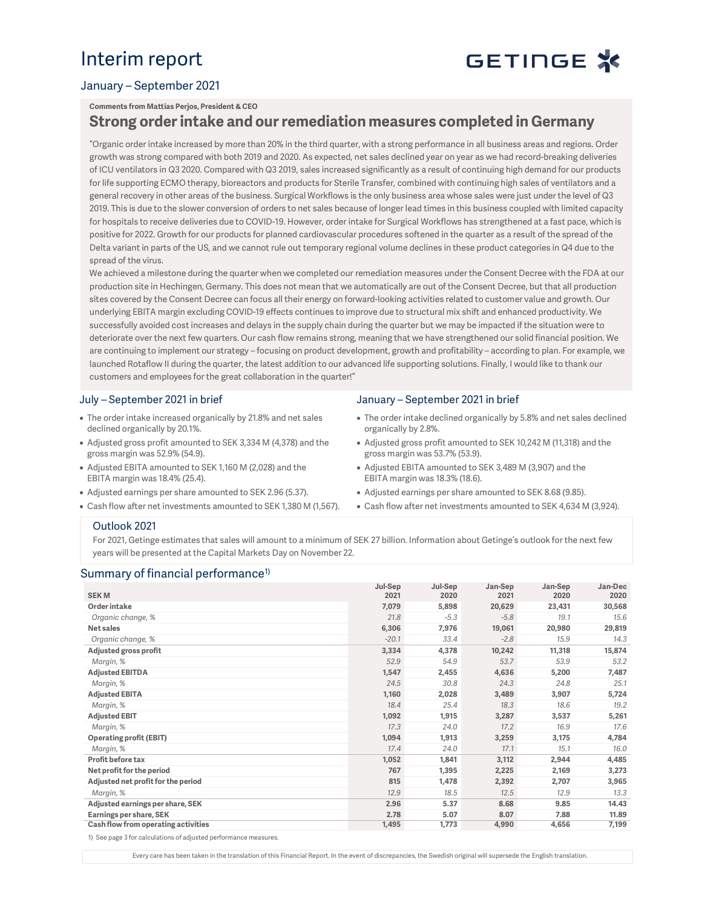# Interim report

GETINGE

## January – September 2021

**Comments from Mattias Perjos, President & CEO**

## Strong order intake and our remediation measures completed in Germany

"Organic order intake increased by more than 20% in the third quarter, with a strong performance in all business areas and regions. Order growth was strong compared with both 2019 and 2020. As expected, net sales declined year on year as we had record-breaking deliveries of ICU ventilators in Q3 2020. Compared with Q3 2019, sales increased significantly as a result of continuing high demand for our products for life supporting ECMO therapy, bioreactors and products for Sterile Transfer, combined with continuing high sales of ventilators and a general recovery in other areas of the business. Surgical Workflows is the only business area whose sales were just under the level of Q3 2019. This is due to the slower conversion of orders to net sales because of longer lead times in this business coupled with limited capacity for hospitals to receive deliveries due to COVID-19. However, order intake for Surgical Workflows has strengthened at a fast pace, which is positive for 2022. Growth for our products for planned cardiovascular procedures softened in the quarter as a result of the spread of the Delta variant in parts of the US, and we cannot rule out temporary regional volume declines in these product categories in Q4 due to the spread of the virus.

We achieved a milestone during the quarter when we completed our remediation measures under the Consent Decree with the FDA at our production site in Hechingen, Germany. This does not mean that we automatically are out of the Consent Decree, but that all production sites covered by the Consent Decree can focus all their energy on forward-looking activities related to customer value and growth. Our underlying EBITA margin excluding COVID-19 effects continues to improve due to structural mix shift and enhanced productivity. We successfully avoided cost increases and delays in the supply chain during the quarter but we may be impacted if the situation were to deteriorate over the next few quarters. Our cash flow remains strong, meaning that we have strengthened our solid financial position. We are continuing to implement our strategy – focusing on product development, growth and profitability – according to plan. For example, we launched Rotaflow II during the quarter, the latest addition to our advanced life supporting solutions. Finally, I would like to thank our customers and employees for the great collaboration in the quarter!"

### July – September 2021 in brief

- The order intake increased organically by 21.8% and net sales declined organically by 20.1%.
- Adjusted gross profit amounted to SEK 3,334 M (4,378) and the gross margin was 52.9% (54.9).
- Adjusted EBITA amounted to SEK 1,160 M (2,028) and the EBITA margin was 18.4% (25.4).
- Adjusted earnings per share amounted to SEK 2.96 (5.37).
- Cash flow after net investments amounted to SEK 1,380 M (1,567).

### January – September 2021 in brief

- The order intake declined organically by 5.8% and net sales declined organically by 2.8%.
- Adjusted gross profit amounted to SEK 10,242 M (11,318) and the gross margin was 53.7% (53.9).
- Adjusted EBITA amounted to SEK 3,489 M (3,907) and the EBITA margin was 18.3% (18.6).
- Adjusted earnings per share amounted to SEK 8.68 (9.85).
- Cash flow after net investments amounted to SEK 4,634 M (3,924).

### Outlook 2021

For 2021, Getinge estimates that sales will amount to a minimum of SEK 27 billion. Information about Getinge's outlook for the next few years will be presented at the Capital Markets Day on November 22.

### Summary of financial performance[1)]

| SEK M | Jul-Sep 2021 | Jul-Sep 2020 | Jan-Sep 2021 | Jan-Sep 2020 | Jan-Dec 2020 |
|---|---|---|---|---|---|
| **Order intake** | **7,079** | **5,898** | **20,629** | **23,431** | **30,568** |
| *Organic change, %* | *21.8* | *-5.3* | *-5.8* | *19.1* | *15.6* |
| **Net sales** | **6,306** | **7,976** | **19,061** | **20,980** | **29,819** |
| *Organic change, %* | *-20.1* | *33.4* | *-2.8* | *15.9* | *14.3* |
| **Adjusted gross profit** | **3,334** | **4,378** | **10,242** | **11,318** | **15,874** |
| *Margin, %* | *52.9* | *54.9* | *53.7* | *53.9* | *53.2* |
| **Adjusted EBITDA** | **1,547** | **2,455** | **4,636** | **5,200** | **7,487** |
| *Margin, %* | *24.5* | *30.8* | *24.3* | *24.8* | *25.1* |
| **Adjusted EBITA** | **1,160** | **2,028** | **3,489** | **3,907** | **5,724** |
| *Margin, %* | *18.4* | *25.4* | *18.3* | *18.6* | *19.2* |
| **Adjusted EBIT** | **1,092** | **1,915** | **3,287** | **3,537** | **5,261** |
| *Margin, %* | *17.3* | *24.0* | *17.2* | *16.9* | *17.6* |
| **Operating profit (EBIT)** | **1,094** | **1,913** | **3,259** | **3,175** | **4,784** |
| *Margin, %* | *17.4* | *24.0* | *17.1* | *15.1* | *16.0* |
| **Profit before tax** | **1,052** | **1,841** | **3,112** | **2,944** | **4,485** |
| **Net profit for the period** | **767** | **1,395** | **2,225** | **2,169** | **3,273** |
| **Adjusted net profit for the period** | **815** | **1,478** | **2,392** | **2,707** | **3,965** |
| *Margin, %* | *12.9* | *18.5* | *12.5* | *12.9* | *13.3* |
| **Adjusted earnings per share, SEK** | **2.96** | **5.37** | **8.68** | **9.85** | **14.43** |
| **Earnings per share, SEK** | **2.78** | **5.07** | **8.07** | **7.88** | **11.89** |
| **Cash flow from operating activities** | **1,495** | **1,773** | **4,990** | **4,656** | **7,199** |

1) See page 3 for calculations of adjusted performance measures.

Every care has been taken in the translation of this Financial Report. In the event of discrepancies, the Swedish original will supersede the English translation.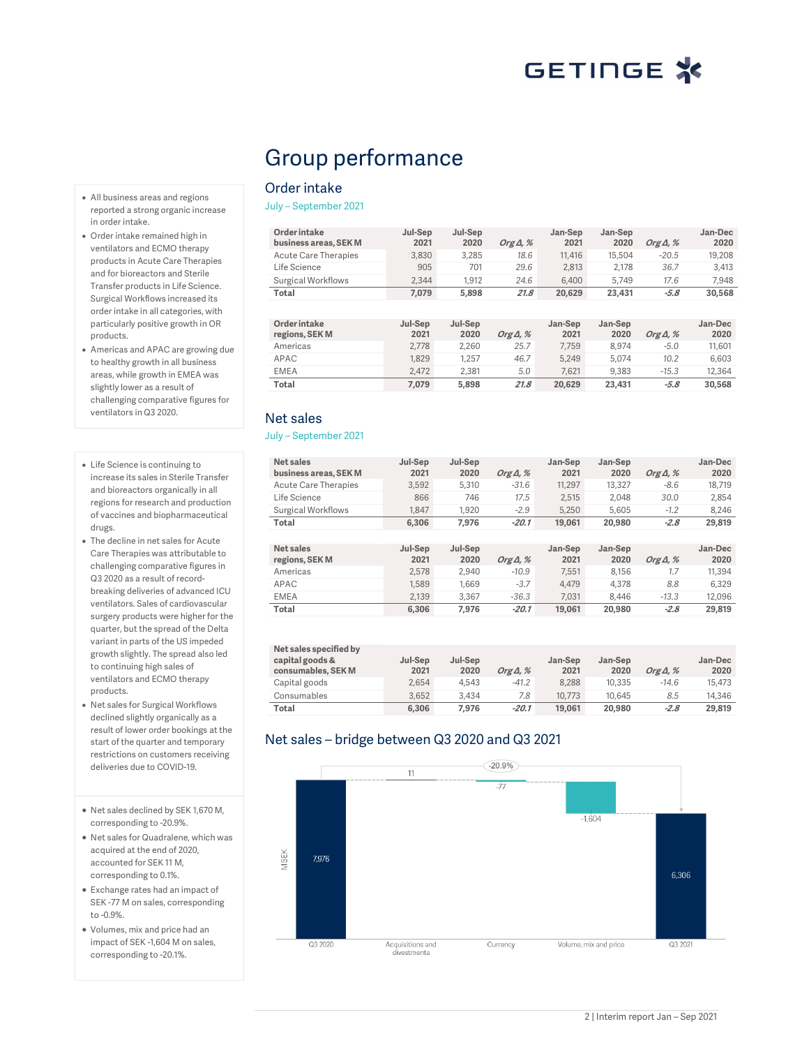# Group performance

## Order intake

July – September 2021

| Order intake business areas, SEK M | Jul-Sep 2021 | Jul-Sep 2020 | Org Δ, % | Jan-Sep 2021 | Jan-Sep 2020 | Org Δ, % | Jan-Dec 2020 |
|---|---|---|---|---|---|---|---|
| Acute Care Therapies | 3,830 | 3,285 | 18.6 | 11,416 | 15,504 | -20.5 | 19,208 |
| Life Science | 905 | 701 | 29.6 | 2,813 | 2,178 | 36.7 | 3,413 |
| Surgical Workflows | 2,344 | 1,912 | 24.6 | 6,400 | 5,749 | 17.6 | 7,948 |
| **Total** | **7,079** | **5,898** | **21.8** | **20,629** | **23,431** | **-5.8** | **30,568** |

| Order intake regions, SEK M | Jul-Sep 2021 | Jul-Sep 2020 | Org Δ, % | Jan-Sep 2021 | Jan-Sep 2020 | Org Δ, % | Jan-Dec 2020 |
|---|---|---|---|---|---|---|---|
| Americas | 2,778 | 2,260 | 25.7 | 7,759 | 8,974 | -5.0 | 11,601 |
| APAC | 1,829 | 1,257 | 46.7 | 5,249 | 5,074 | 10.2 | 6,603 |
| EMEA | 2,472 | 2,381 | 5.0 | 7,621 | 9,383 | -15.3 | 12,364 |
| **Total** | **7,079** | **5,898** | **21.8** | **20,629** | **23,431** | **-5.8** | **30,568** |

- All business areas and regions reported a strong organic increase in order intake.
- Order intake remained high in ventilators and ECMO therapy products in Acute Care Therapies and for bioreactors and Sterile Transfer products in Life Science. Surgical Workflows increased its order intake in all categories, with particularly positive growth in OR products.
- Americas and APAC are growing due to healthy growth in all business areas, while growth in EMEA was slightly lower as a result of challenging comparative figures for ventilators in Q3 2020.

## Net sales

July – September 2021

| Net sales business areas, SEK M | Jul-Sep 2021 | Jul-Sep 2020 | Org Δ, % | Jan-Sep 2021 | Jan-Sep 2020 | Org Δ, % | Jan-Dec 2020 |
|---|---|---|---|---|---|---|---|
| Acute Care Therapies | 3,592 | 5,310 | -31.6 | 11,297 | 13,327 | -8.6 | 18,719 |
| Life Science | 866 | 746 | 17.5 | 2,515 | 2,048 | 30.0 | 2,854 |
| Surgical Workflows | 1,847 | 1,920 | -2.9 | 5,250 | 5,605 | -1.2 | 8,246 |
| **Total** | **6,306** | **7,976** | **-20.1** | **19,061** | **20,980** | **-2.8** | **29,819** |

| Net sales regions, SEK M | Jul-Sep 2021 | Jul-Sep 2020 | Org Δ, % | Jan-Sep 2021 | Jan-Sep 2020 | Org Δ, % | Jan-Dec 2020 |
|---|---|---|---|---|---|---|---|
| Americas | 2,578 | 2,940 | -10.9 | 7,551 | 8,156 | 1.7 | 11,394 |
| APAC | 1,589 | 1,669 | -3.7 | 4,479 | 4,378 | 8.8 | 6,329 |
| EMEA | 2,139 | 3,367 | -36.3 | 7,031 | 8,446 | -13.3 | 12,096 |
| **Total** | **6,306** | **7,976** | **-20.1** | **19,061** | **20,980** | **-2.8** | **29,819** |

| Net sales specified by capital goods & consumables, SEK M | Jul-Sep 2021 | Jul-Sep 2020 | Org Δ, % | Jan-Sep 2021 | Jan-Sep 2020 | Org Δ, % | Jan-Dec 2020 |
|---|---|---|---|---|---|---|---|
| Capital goods | 2,654 | 4,543 | -41.2 | 8,288 | 10,335 | -14.6 | 15,473 |
| Consumables | 3,652 | 3,434 | 7.8 | 10,773 | 10,645 | 8.5 | 14,346 |
| **Total** | **6,306** | **7,976** | **-20.1** | **19,061** | **20,980** | **-2.8** | **29,819** |

- Life Science is continuing to increase its sales in Sterile Transfer and bioreactors organically in all regions for research and production of vaccines and biopharmaceutical drugs.
- The decline in net sales for Acute Care Therapies was attributable to challenging comparative figures in Q3 2020 as a result of record-breaking deliveries of advanced ICU ventilators. Sales of cardiovascular surgery products were higher for the quarter, but the spread of the Delta variant in parts of the US impeded growth slightly. The spread also led to continuing high sales of ventilators and ECMO therapy products.
- Net sales for Surgical Workflows declined slightly organically as a result of lower order bookings at the start of the quarter and temporary restrictions on customers receiving deliveries due to COVID-19.

## Net sales – bridge between Q3 2020 and Q3 2021

| MSEK | Q3 2020 | Acquisitions and divestments | Currency | Volume, mix and price | Q3 2021 |
|---|---|---|---|---|---|
| Value | 7,976 | 11 | -77 | -1,604 | 6,306 |

Total change: -20.9%

- Net sales declined by SEK 1,670 M, corresponding to -20.9%.
- Net sales for Quadralene, which was acquired at the end of 2020, accounted for SEK 11 M, corresponding to 0.1%.
- Exchange rates had an impact of SEK -77 M on sales, corresponding to -0.9%.
- Volumes, mix and price had an impact of SEK -1,604 M on sales, corresponding to -20.1%.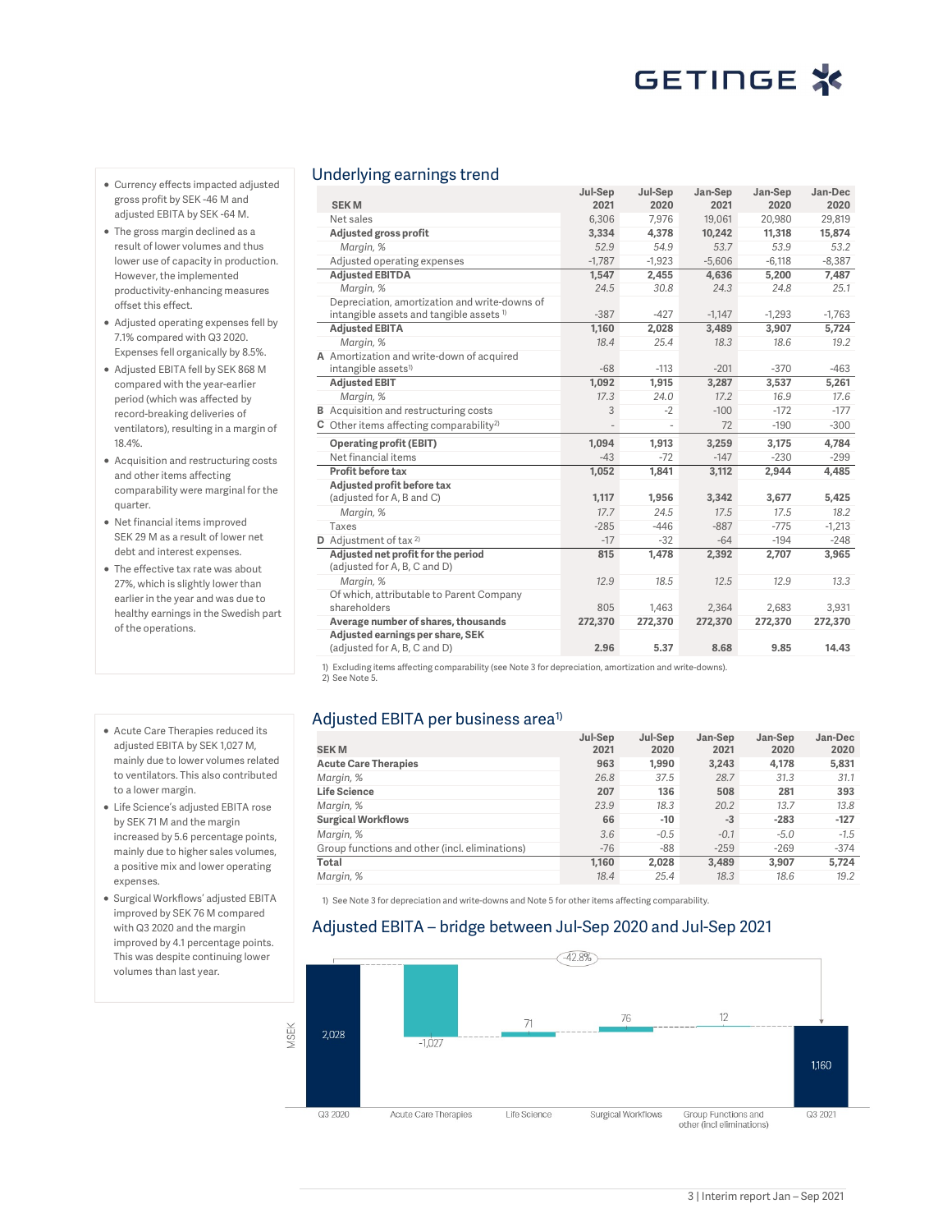- Currency effects impacted adjusted gross profit by SEK -46 M and adjusted EBITA by SEK -64 M.
- The gross margin declined as a result of lower volumes and thus lower use of capacity in production. However, the implemented productivity-enhancing measures offset this effect.
- Adjusted operating expenses fell by 7.1% compared with Q3 2020. Expenses fell organically by 8.5%.
- Adjusted EBITA fell by SEK 868 M compared with the year-earlier period (which was affected by record-breaking deliveries of ventilators), resulting in a margin of 18.4%.
- Acquisition and restructuring costs and other items affecting comparability were marginal for the quarter.
- Net financial items improved SEK 29 M as a result of lower net debt and interest expenses.
- The effective tax rate was about 27%, which is slightly lower than earlier in the year and was due to healthy earnings in the Swedish part of the operations.

## Underlying earnings trend

| | SEK M | Jul-Sep 2021 | Jul-Sep 2020 | Jan-Sep 2021 | Jan-Sep 2020 | Jan-Dec 2020 |
|---|---|---|---|---|---|---|
| | Net sales | 6,306 | 7,976 | 19,061 | 20,980 | 29,819 |
| | **Adjusted gross profit** | **3,334** | **4,378** | **10,242** | **11,318** | **15,874** |
| | *Margin, %* | *52.9* | *54.9* | *53.7* | *53.9* | *53.2* |
| | Adjusted operating expenses | -1,787 | -1,923 | -5,606 | -6,118 | -8,387 |
| | **Adjusted EBITDA** | **1,547** | **2,455** | **4,636** | **5,200** | **7,487** |
| | *Margin, %* | *24.5* | *30.8* | *24.3* | *24.8* | *25.1* |
| | Depreciation, amortization and write-downs of intangible assets and tangible assets [1] | -387 | -427 | -1,147 | -1,293 | -1,763 |
| | **Adjusted EBITA** | **1,160** | **2,028** | **3,489** | **3,907** | **5,724** |
| | *Margin, %* | *18.4* | *25.4* | *18.3* | *18.6* | *19.2* |
| A | Amortization and write-down of acquired intangible assets[1] | -68 | -113 | -201 | -370 | -463 |
| | **Adjusted EBIT** | **1,092** | **1,915** | **3,287** | **3,537** | **5,261** |
| | *Margin, %* | *17.3* | *24.0* | *17.2* | *16.9* | *17.6* |
| B | Acquisition and restructuring costs | 3 | -2 | -100 | -172 | -177 |
| C | Other items affecting comparability[2] | - | - | 72 | -190 | -300 |
| | **Operating profit (EBIT)** | **1,094** | **1,913** | **3,259** | **3,175** | **4,784** |
| | Net financial items | -43 | -72 | -147 | -230 | -299 |
| | **Profit before tax** | **1,052** | **1,841** | **3,112** | **2,944** | **4,485** |
| | **Adjusted profit before tax** (adjusted for A, B and C) | **1,117** | **1,956** | **3,342** | **3,677** | **5,425** |
| | *Margin, %* | *17.7* | *24.5* | *17.5* | *17.5* | *18.2* |
| | Taxes | -285 | -446 | -887 | -775 | -1,213 |
| D | Adjustment of tax [2] | -17 | -32 | -64 | -194 | -248 |
| | **Adjusted net profit for the period** (adjusted for A, B, C and D) | **815** | **1,478** | **2,392** | **2,707** | **3,965** |
| | *Margin, %* | *12.9* | *18.5* | *12.5* | *12.9* | *13.3* |
| | Of which, attributable to Parent Company shareholders | 805 | 1,463 | 2,364 | 2,683 | 3,931 |
| | **Average number of shares, thousands** | **272,370** | **272,370** | **272,370** | **272,370** | **272,370** |
| | **Adjusted earnings per share, SEK** (adjusted for A, B, C and D) | **2.96** | **5.37** | **8.68** | **9.85** | **14.43** |

1) Excluding items affecting comparability (see Note 3 for depreciation, amortization and write-downs).
2) See Note 5.

- Acute Care Therapies reduced its adjusted EBITA by SEK 1,027 M, mainly due to lower volumes related to ventilators. This also contributed to a lower margin.
- Life Science's adjusted EBITA rose by SEK 71 M and the margin increased by 5.6 percentage points, mainly due to higher sales volumes, a positive mix and lower operating expenses.
- Surgical Workflows' adjusted EBITA improved by SEK 76 M compared with Q3 2020 and the margin improved by 4.1 percentage points. This was despite continuing lower volumes than last year.

## Adjusted EBITA per business area[1]

| SEK M | Jul-Sep 2021 | Jul-Sep 2020 | Jan-Sep 2021 | Jan-Sep 2020 | Jan-Dec 2020 |
|---|---|---|---|---|---|
| **Acute Care Therapies** | **963** | **1,990** | **3,243** | **4,178** | **5,831** |
| *Margin, %* | *26.8* | *37.5* | *28.7* | *31.3* | *31.1* |
| **Life Science** | **207** | **136** | **508** | **281** | **393** |
| *Margin, %* | *23.9* | *18.3* | *20.2* | *13.7* | *13.8* |
| **Surgical Workflows** | **66** | **-10** | **-3** | **-283** | **-127** |
| *Margin, %* | *3.6* | *-0.5* | *-0.1* | *-5.0* | *-1.5* |
| Group functions and other (incl. eliminations) | -76 | -88 | -259 | -269 | -374 |
| **Total** | **1,160** | **2,028** | **3,489** | **3,907** | **5,724** |
| *Margin, %* | *18.4* | *25.4* | *18.3* | *18.6* | *19.2* |

1) See Note 3 for depreciation and write-downs and Note 5 for other items affecting comparability.

## Adjusted EBITA – bridge between Jul-Sep 2020 and Jul-Sep 2021

| MSEK | |
|---|---|
| Q3 2020 | 2,028 |
| Acute Care Therapies | -1,027 |
| Life Science | 71 |
| Surgical Workflows | 76 |
| Group Functions and other (incl eliminations) | 12 |
| Q3 2021 | 1,160 |

Change: -42.8%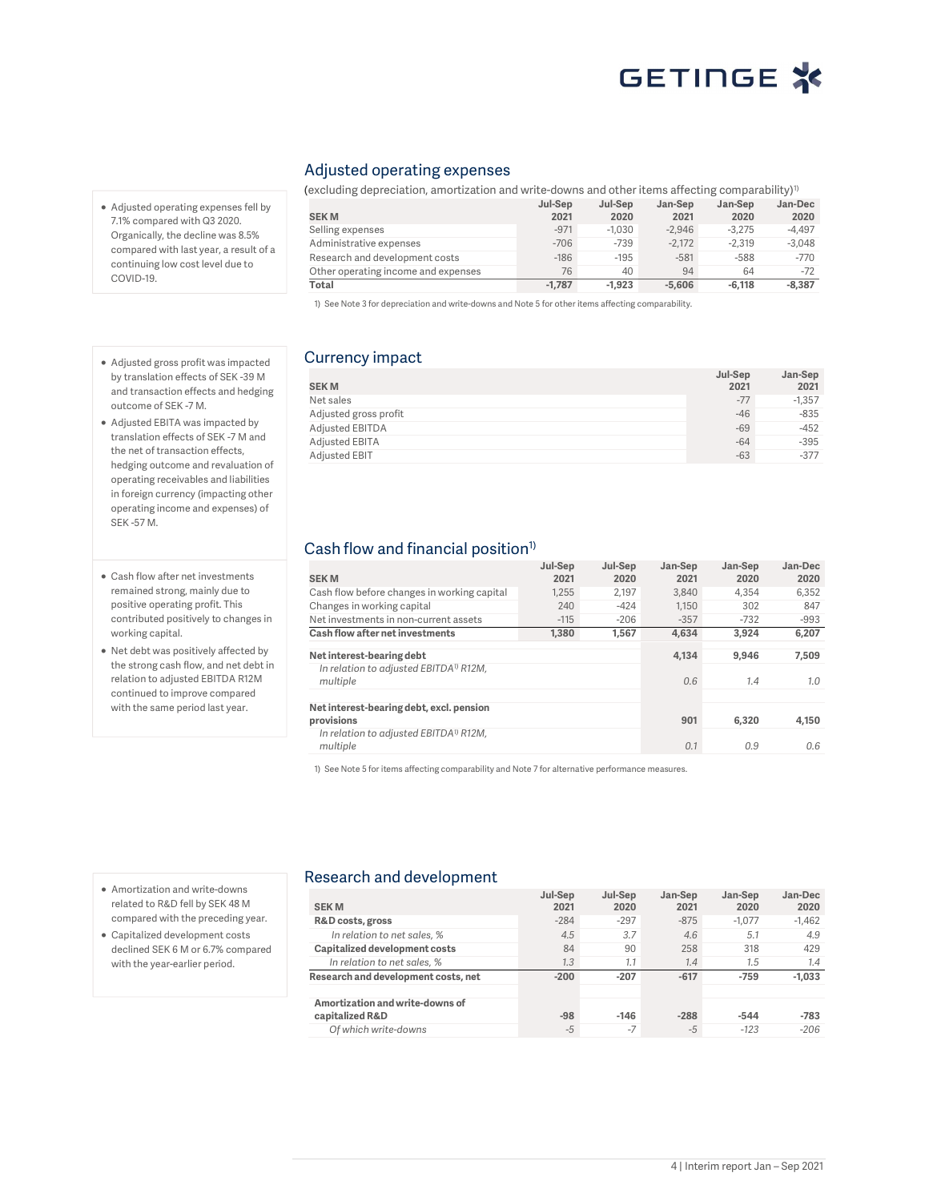## Adjusted operating expenses

- Adjusted operating expenses fell by 7.1% compared with Q3 2020. Organically, the decline was 8.5% compared with last year, a result of a continuing low cost level due to COVID-19.

(excluding depreciation, amortization and write-downs and other items affecting comparability)[1]

| SEK M | Jul-Sep 2021 | Jul-Sep 2020 | Jan-Sep 2021 | Jan-Sep 2020 | Jan-Dec 2020 |
|---|---|---|---|---|---|
| Selling expenses | -971 | -1,030 | -2,946 | -3,275 | -4,497 |
| Administrative expenses | -706 | -739 | -2,172 | -2,319 | -3,048 |
| Research and development costs | -186 | -195 | -581 | -588 | -770 |
| Other operating income and expenses | 76 | 40 | 94 | 64 | -72 |
| **Total** | **-1,787** | **-1,923** | **-5,606** | **-6,118** | **-8,387** |

1) See Note 3 for depreciation and write-downs and Note 5 for other items affecting comparability.

## Currency impact

- Adjusted gross profit was impacted by translation effects of SEK -39 M and transaction effects and hedging outcome of SEK -7 M.
- Adjusted EBITA was impacted by translation effects of SEK -7 M and the net of transaction effects, hedging outcome and revaluation of operating receivables and liabilities in foreign currency (impacting other operating income and expenses) of SEK -57 M.

| SEK M | Jul-Sep 2021 | Jan-Sep 2021 |
|---|---|---|
| Net sales | -77 | -1,357 |
| Adjusted gross profit | -46 | -835 |
| Adjusted EBITDA | -69 | -452 |
| Adjusted EBITA | -64 | -395 |
| Adjusted EBIT | -63 | -377 |

## Cash flow and financial position[1]

- Cash flow after net investments remained strong, mainly due to positive operating profit. This contributed positively to changes in working capital.
- Net debt was positively affected by the strong cash flow, and net debt in relation to adjusted EBITDA R12M continued to improve compared with the same period last year.

| SEK M | Jul-Sep 2021 | Jul-Sep 2020 | Jan-Sep 2021 | Jan-Sep 2020 | Jan-Dec 2020 |
|---|---|---|---|---|---|
| Cash flow before changes in working capital | 1,255 | 2,197 | 3,840 | 4,354 | 6,352 |
| Changes in working capital | 240 | -424 | 1,150 | 302 | 847 |
| Net investments in non-current assets | -115 | -206 | -357 | -732 | -993 |
| **Cash flow after net investments** | **1,380** | **1,567** | **4,634** | **3,924** | **6,207** |
| | | | | | |
| **Net interest-bearing debt** | | | **4,134** | **9,946** | **7,509** |
| *In relation to adjusted EBITDA[1] R12M, multiple* | | | *0.6* | *1.4* | *1.0* |
| | | | | | |
| **Net interest-bearing debt, excl. pension provisions** | | | **901** | **6,320** | **4,150** |
| *In relation to adjusted EBITDA[1] R12M, multiple* | | | *0.1* | *0.9* | *0.6* |

1) See Note 5 for items affecting comparability and Note 7 for alternative performance measures.

## Research and development

- Amortization and write-downs related to R&D fell by SEK 48 M compared with the preceding year.
- Capitalized development costs declined SEK 6 M or 6.7% compared with the year-earlier period.

| SEK M | Jul-Sep 2021 | Jul-Sep 2020 | Jan-Sep 2021 | Jan-Sep 2020 | Jan-Dec 2020 |
|---|---|---|---|---|---|
| **R&D costs, gross** | -284 | -297 | -875 | -1,077 | -1,462 |
| *In relation to net sales, %* | *4.5* | *3.7* | *4.6* | *5.1* | *4.9* |
| **Capitalized development costs** | 84 | 90 | 258 | 318 | 429 |
| *In relation to net sales, %* | *1.3* | *1.1* | *1.4* | *1.5* | *1.4* |
| **Research and development costs, net** | **-200** | **-207** | **-617** | **-759** | **-1,033** |
| | | | | | |
| **Amortization and write-downs of capitalized R&D** | **-98** | **-146** | **-288** | **-544** | **-783** |
| *Of which write-downs* | *-5* | *-7* | *-5* | *-123* | *-206* |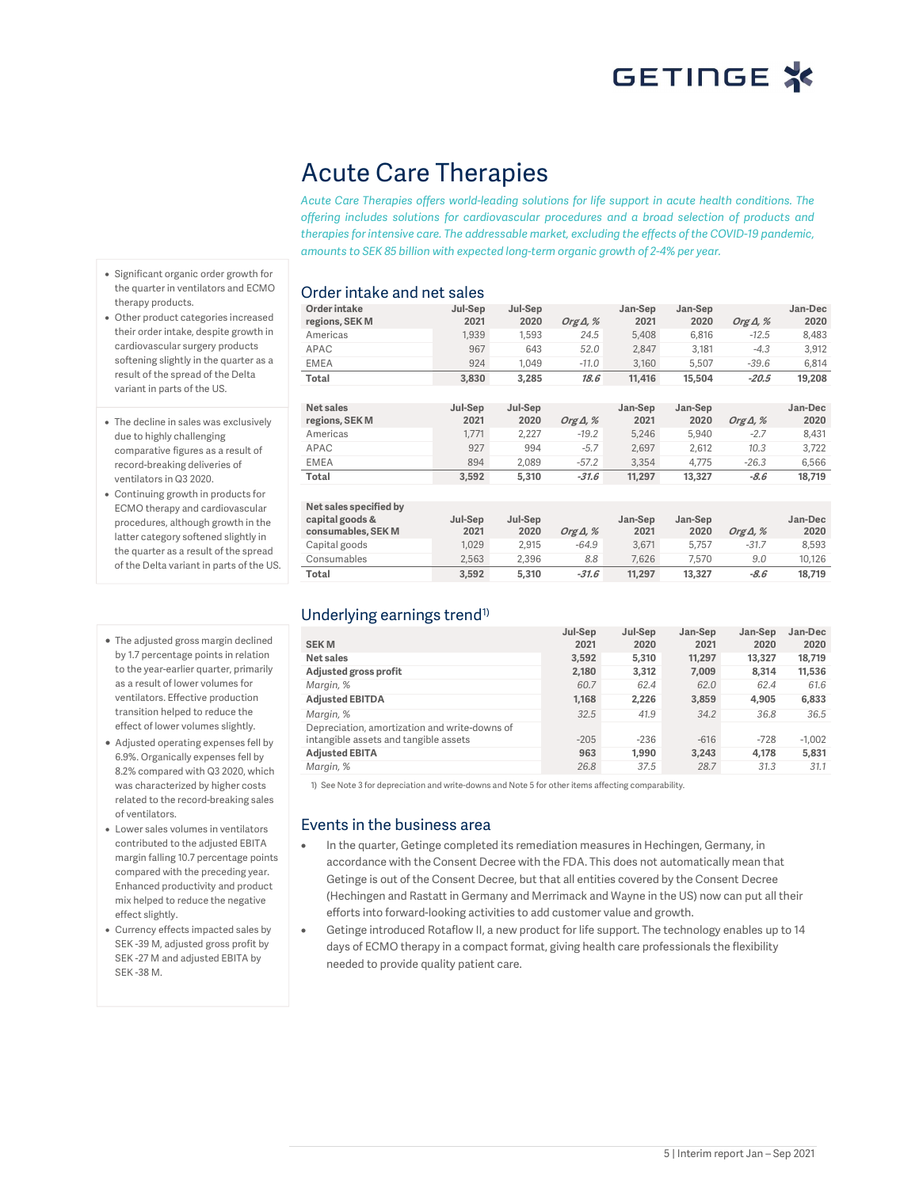# Acute Care Therapies

*Acute Care Therapies offers world-leading solutions for life support in acute health conditions. The offering includes solutions for cardiovascular procedures and a broad selection of products and therapies for intensive care. The addressable market, excluding the effects of the COVID-19 pandemic, amounts to SEK 85 billion with expected long-term organic growth of 2-4% per year.*

- Significant organic order growth for the quarter in ventilators and ECMO therapy products.
- Other product categories increased their order intake, despite growth in cardiovascular surgery products softening slightly in the quarter as a result of the spread of the Delta variant in parts of the US.

- The decline in sales was exclusively due to highly challenging comparative figures as a result of record-breaking deliveries of ventilators in Q3 2020.
- Continuing growth in products for ECMO therapy and cardiovascular procedures, although growth in the latter category softened slightly in the quarter as a result of the spread of the Delta variant in parts of the US.

## Order intake and net sales

| Order intake regions, SEK M | Jul-Sep 2021 | Jul-Sep 2020 | *Org Δ, %* | Jan-Sep 2021 | Jan-Sep 2020 | *Org Δ, %* | Jan-Dec 2020 |
|---|---|---|---|---|---|---|---|
| Americas | 1,939 | 1,593 | *24.5* | 5,408 | 6,816 | *-12.5* | 8,483 |
| APAC | 967 | 643 | *52.0* | 2,847 | 3,181 | *-4.3* | 3,912 |
| EMEA | 924 | 1,049 | *-11.0* | 3,160 | 5,507 | *-39.6* | 6,814 |
| **Total** | **3,830** | **3,285** | ***18.6*** | **11,416** | **15,504** | ***-20.5*** | **19,208** |

| Net sales regions, SEK M | Jul-Sep 2021 | Jul-Sep 2020 | *Org Δ, %* | Jan-Sep 2021 | Jan-Sep 2020 | *Org Δ, %* | Jan-Dec 2020 |
|---|---|---|---|---|---|---|---|
| Americas | 1,771 | 2,227 | *-19.2* | 5,246 | 5,940 | *-2.7* | 8,431 |
| APAC | 927 | 994 | *-5.7* | 2,697 | 2,612 | *10.3* | 3,722 |
| EMEA | 894 | 2,089 | *-57.2* | 3,354 | 4,775 | *-26.3* | 6,566 |
| **Total** | **3,592** | **5,310** | ***-31.6*** | **11,297** | **13,327** | ***-8.6*** | **18,719** |

| Net sales specified by capital goods & consumables, SEK M | Jul-Sep 2021 | Jul-Sep 2020 | *Org Δ, %* | Jan-Sep 2021 | Jan-Sep 2020 | *Org Δ, %* | Jan-Dec 2020 |
|---|---|---|---|---|---|---|---|
| Capital goods | 1,029 | 2,915 | *-64.9* | 3,671 | 5,757 | *-31.7* | 8,593 |
| Consumables | 2,563 | 2,396 | *8.8* | 7,626 | 7,570 | *9.0* | 10,126 |
| **Total** | **3,592** | **5,310** | ***-31.6*** | **11,297** | **13,327** | ***-8.6*** | **18,719** |

- The adjusted gross margin declined by 1.7 percentage points in relation to the year-earlier quarter, primarily as a result of lower volumes for ventilators. Effective production transition helped to reduce the effect of lower volumes slightly.
- Adjusted operating expenses fell by 6.9%. Organically expenses fell by 8.2% compared with Q3 2020, which was characterized by higher costs related to the record-breaking sales of ventilators.
- Lower sales volumes in ventilators contributed to the adjusted EBITA margin falling 10.7 percentage points compared with the preceding year. Enhanced productivity and product mix helped to reduce the negative effect slightly.
- Currency effects impacted sales by SEK -39 M, adjusted gross profit by SEK -27 M and adjusted EBITA by SEK -38 M.

## Underlying earnings trend[1)]

| SEK M | Jul-Sep 2021 | Jul-Sep 2020 | Jan-Sep 2021 | Jan-Sep 2020 | Jan-Dec 2020 |
|---|---|---|---|---|---|
| **Net sales** | **3,592** | **5,310** | **11,297** | **13,327** | **18,719** |
| **Adjusted gross profit** | **2,180** | **3,312** | **7,009** | **8,314** | **11,536** |
| *Margin, %* | *60.7* | *62.4* | *62.0* | *62.4* | *61.6* |
| **Adjusted EBITDA** | **1,168** | **2,226** | **3,859** | **4,905** | **6,833** |
| *Margin, %* | *32.5* | *41.9* | *34.2* | *36.8* | *36.5* |
| Depreciation, amortization and write-downs of intangible assets and tangible assets | -205 | -236 | -616 | -728 | -1,002 |
| **Adjusted EBITA** | **963** | **1,990** | **3,243** | **4,178** | **5,831** |
| *Margin, %* | *26.8* | *37.5* | *28.7* | *31.3* | *31.1* |

1) See Note 3 for depreciation and write-downs and Note 5 for other items affecting comparability.

## Events in the business area

- In the quarter, Getinge completed its remediation measures in Hechingen, Germany, in accordance with the Consent Decree with the FDA. This does not automatically mean that Getinge is out of the Consent Decree, but that all entities covered by the Consent Decree (Hechingen and Rastatt in Germany and Merrimack and Wayne in the US) now can put all their efforts into forward-looking activities to add customer value and growth.
- Getinge introduced Rotaflow II, a new product for life support. The technology enables up to 14 days of ECMO therapy in a compact format, giving health care professionals the flexibility needed to provide quality patient care.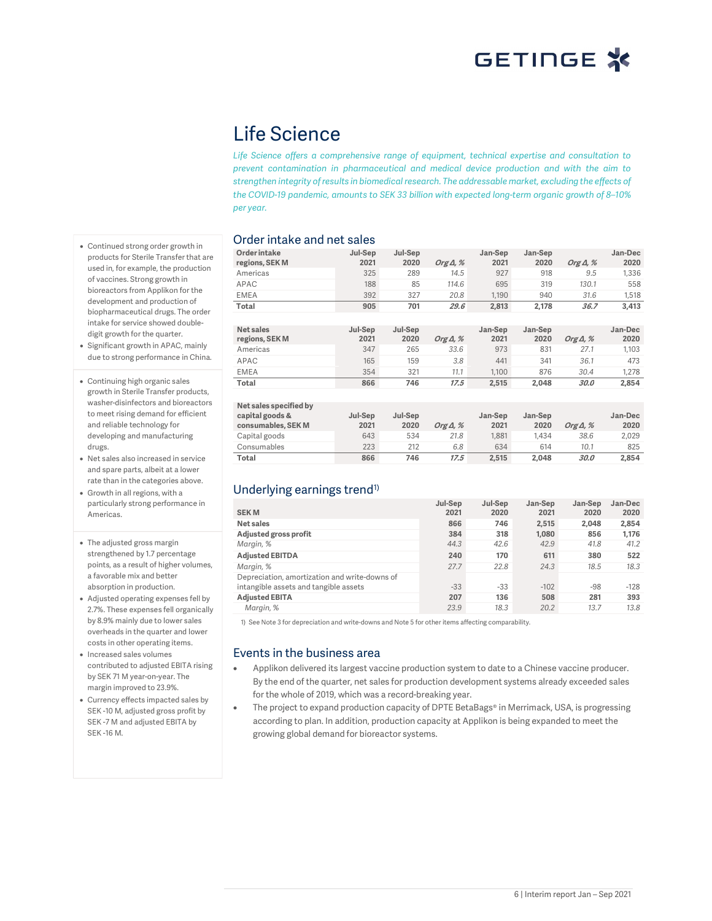# Life Science

*Life Science offers a comprehensive range of equipment, technical expertise and consultation to prevent contamination in pharmaceutical and medical device production and with the aim to strengthen integrity of results in biomedical research. The addressable market, excluding the effects of the COVID-19 pandemic, amounts to SEK 33 billion with expected long-term organic growth of 8–10% per year.*

- Continued strong order growth in products for Sterile Transfer that are used in, for example, the production of vaccines. Strong growth in bioreactors from Applikon for the development and production of biopharmaceutical drugs. The order intake for service showed double-digit growth for the quarter.
- Significant growth in APAC, mainly due to strong performance in China.

- Continuing high organic sales growth in Sterile Transfer products, washer-disinfectors and bioreactors to meet rising demand for efficient and reliable technology for developing and manufacturing drugs.
- Net sales also increased in service and spare parts, albeit at a lower rate than in the categories above.
- Growth in all regions, with a particularly strong performance in Americas.

- The adjusted gross margin strengthened by 1.7 percentage points, as a result of higher volumes, a favorable mix and better absorption in production.
- Adjusted operating expenses fell by 2.7%. These expenses fell organically by 8.9% mainly due to lower sales overheads in the quarter and lower costs in other operating items.
- Increased sales volumes contributed to adjusted EBITA rising by SEK 71 M year-on-year. The margin improved to 23.9%.
- Currency effects impacted sales by SEK -10 M, adjusted gross profit by SEK -7 M and adjusted EBITA by SEK -16 M.

## Order intake and net sales

| Order intake regions, SEK M | Jul-Sep 2021 | Jul-Sep 2020 | *Org Δ, %* | Jan-Sep 2021 | Jan-Sep 2020 | *Org Δ, %* | Jan-Dec 2020 |
|---|---|---|---|---|---|---|---|
| Americas | 325 | 289 | *14.5* | 927 | 918 | *9.5* | 1,336 |
| APAC | 188 | 85 | *114.6* | 695 | 319 | *130.1* | 558 |
| EMEA | 392 | 327 | *20.8* | 1,190 | 940 | *31.6* | 1,518 |
| **Total** | **905** | **701** | ***29.6*** | **2,813** | **2,178** | ***36.7*** | **3,413** |

| Net sales regions, SEK M | Jul-Sep 2021 | Jul-Sep 2020 | *Org Δ, %* | Jan-Sep 2021 | Jan-Sep 2020 | *Org Δ, %* | Jan-Dec 2020 |
|---|---|---|---|---|---|---|---|
| Americas | 347 | 265 | *33.6* | 973 | 831 | *27.1* | 1,103 |
| APAC | 165 | 159 | *3.8* | 441 | 341 | *36.1* | 473 |
| EMEA | 354 | 321 | *11.1* | 1,100 | 876 | *30.4* | 1,278 |
| **Total** | **866** | **746** | ***17.5*** | **2,515** | **2,048** | ***30.0*** | **2,854** |

| Net sales specified by capital goods & consumables, SEK M | Jul-Sep 2021 | Jul-Sep 2020 | *Org Δ, %* | Jan-Sep 2021 | Jan-Sep 2020 | *Org Δ, %* | Jan-Dec 2020 |
|---|---|---|---|---|---|---|---|
| Capital goods | 643 | 534 | *21.8* | 1,881 | 1,434 | *38.6* | 2,029 |
| Consumables | 223 | 212 | *6.8* | 634 | 614 | *10.1* | 825 |
| **Total** | **866** | **746** | ***17.5*** | **2,515** | **2,048** | ***30.0*** | **2,854** |

## Underlying earnings trend[1)]

| SEK M | Jul-Sep 2021 | Jul-Sep 2020 | Jan-Sep 2021 | Jan-Sep 2020 | Jan-Dec 2020 |
|---|---|---|---|---|---|
| **Net sales** | **866** | **746** | **2,515** | **2,048** | **2,854** |
| **Adjusted gross profit** | **384** | **318** | **1,080** | **856** | **1,176** |
| *Margin, %* | *44.3* | *42.6* | *42.9* | *41.8* | *41.2* |
| **Adjusted EBITDA** | **240** | **170** | **611** | **380** | **522** |
| *Margin, %* | *27.7* | *22.8* | *24.3* | *18.5* | *18.3* |
| Depreciation, amortization and write-downs of intangible assets and tangible assets | -33 | -33 | -102 | -98 | -128 |
| **Adjusted EBITA** | **207** | **136** | **508** | **281** | **393** |
| *Margin, %* | *23.9* | *18.3* | *20.2* | *13.7* | *13.8* |

1) See Note 3 for depreciation and write-downs and Note 5 for other items affecting comparability.

## Events in the business area

- Applikon delivered its largest vaccine production system to date to a Chinese vaccine producer. By the end of the quarter, net sales for production development systems already exceeded sales for the whole of 2019, which was a record-breaking year.
- The project to expand production capacity of DPTE BetaBags® in Merrimack, USA, is progressing according to plan. In addition, production capacity at Applikon is being expanded to meet the growing global demand for bioreactor systems.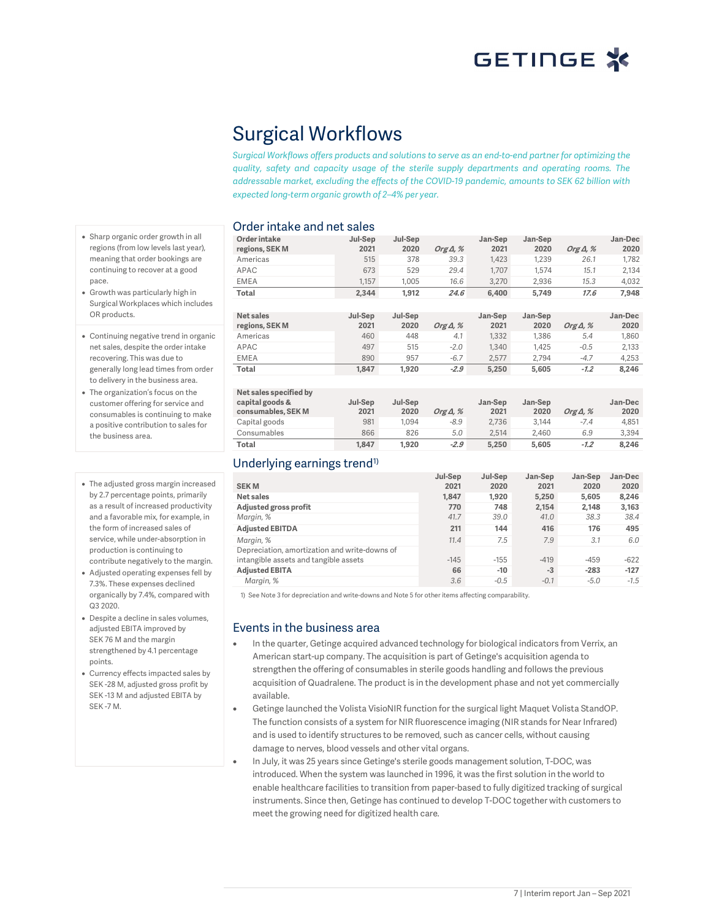# Surgical Workflows

*Surgical Workflows offers products and solutions to serve as an end-to-end partner for optimizing the quality, safety and capacity usage of the sterile supply departments and operating rooms. The addressable market, excluding the effects of the COVID-19 pandemic, amounts to SEK 62 billion with expected long-term organic growth of 2–4% per year.*

## Order intake and net sales

| Order intake regions, SEK M | Jul-Sep 2021 | Jul-Sep 2020 | Org Δ, % | Jan-Sep 2021 | Jan-Sep 2020 | Org Δ, % | Jan-Dec 2020 |
|---|---|---|---|---|---|---|---|
| Americas | 515 | 378 | 39.3 | 1,423 | 1,239 | 26.1 | 1,782 |
| APAC | 673 | 529 | 29.4 | 1,707 | 1,574 | 15.1 | 2,134 |
| EMEA | 1,157 | 1,005 | 16.6 | 3,270 | 2,936 | 15.3 | 4,032 |
| **Total** | **2,344** | **1,912** | **24.6** | **6,400** | **5,749** | **17.6** | **7,948** |

| Net sales regions, SEK M | Jul-Sep 2021 | Jul-Sep 2020 | Org Δ, % | Jan-Sep 2021 | Jan-Sep 2020 | Org Δ, % | Jan-Dec 2020 |
|---|---|---|---|---|---|---|---|
| Americas | 460 | 448 | 4.1 | 1,332 | 1,386 | 5.4 | 1,860 |
| APAC | 497 | 515 | -2.0 | 1,340 | 1,425 | -0.5 | 2,133 |
| EMEA | 890 | 957 | -6.7 | 2,577 | 2,794 | -4.7 | 4,253 |
| **Total** | **1,847** | **1,920** | **-2.9** | **5,250** | **5,605** | **-1.2** | **8,246** |

| Net sales specified by capital goods & consumables, SEK M | Jul-Sep 2021 | Jul-Sep 2020 | Org Δ, % | Jan-Sep 2021 | Jan-Sep 2020 | Org Δ, % | Jan-Dec 2020 |
|---|---|---|---|---|---|---|---|
| Capital goods | 981 | 1,094 | -8.9 | 2,736 | 3,144 | -7.4 | 4,851 |
| Consumables | 866 | 826 | 5.0 | 2,514 | 2,460 | 6.9 | 3,394 |
| **Total** | **1,847** | **1,920** | **-2.9** | **5,250** | **5,605** | **-1.2** | **8,246** |

- Sharp organic order growth in all regions (from low levels last year), meaning that order bookings are continuing to recover at a good pace.
- Growth was particularly high in Surgical Workplaces which includes OR products.

- Continuing negative trend in organic net sales, despite the order intake recovering. This was due to generally long lead times from order to delivery in the business area.
- The organization's focus on the customer offering for service and consumables is continuing to make a positive contribution to sales for the business area.

## Underlying earnings trend[1]

| SEK M | Jul-Sep 2021 | Jul-Sep 2020 | Jan-Sep 2021 | Jan-Sep 2020 | Jan-Dec 2020 |
|---|---|---|---|---|---|
| **Net sales** | **1,847** | **1,920** | **5,250** | **5,605** | **8,246** |
| **Adjusted gross profit** | **770** | **748** | **2,154** | **2,148** | **3,163** |
| *Margin, %* | *41.7* | *39.0* | *41.0* | *38.3* | *38.4* |
| **Adjusted EBITDA** | **211** | **144** | **416** | **176** | **495** |
| *Margin, %* | *11.4* | *7.5* | *7.9* | *3.1* | *6.0* |
| Depreciation, amortization and write-downs of intangible assets and tangible assets | -145 | -155 | -419 | -459 | -622 |
| **Adjusted EBITA** | **66** | **-10** | **-3** | **-283** | **-127** |
| *Margin, %* | *3.6* | *-0.5* | *-0.1* | *-5.0* | *-1.5* |

1) See Note 3 for depreciation and write-downs and Note 5 for other items affecting comparability.

- The adjusted gross margin increased by 2.7 percentage points, primarily as a result of increased productivity and a favorable mix, for example, in the form of increased sales of service, while under-absorption in production is continuing to contribute negatively to the margin.
- Adjusted operating expenses fell by 7.3%. These expenses declined organically by 7.4%, compared with Q3 2020.
- Despite a decline in sales volumes, adjusted EBITA improved by SEK 76 M and the margin strengthened by 4.1 percentage points.
- Currency effects impacted sales by SEK -28 M, adjusted gross profit by SEK -13 M and adjusted EBITA by SEK -7 M.

## Events in the business area

- In the quarter, Getinge acquired advanced technology for biological indicators from Verrix, an American start-up company. The acquisition is part of Getinge's acquisition agenda to strengthen the offering of consumables in sterile goods handling and follows the previous acquisition of Quadralene. The product is in the development phase and not yet commercially available.
- Getinge launched the Volista VisioNIR function for the surgical light Maquet Volista StandOP. The function consists of a system for NIR fluorescence imaging (NIR stands for Near Infrared) and is used to identify structures to be removed, such as cancer cells, without causing damage to nerves, blood vessels and other vital organs.
- In July, it was 25 years since Getinge's sterile goods management solution, T-DOC, was introduced. When the system was launched in 1996, it was the first solution in the world to enable healthcare facilities to transition from paper-based to fully digitized tracking of surgical instruments. Since then, Getinge has continued to develop T-DOC together with customers to meet the growing need for digitized health care.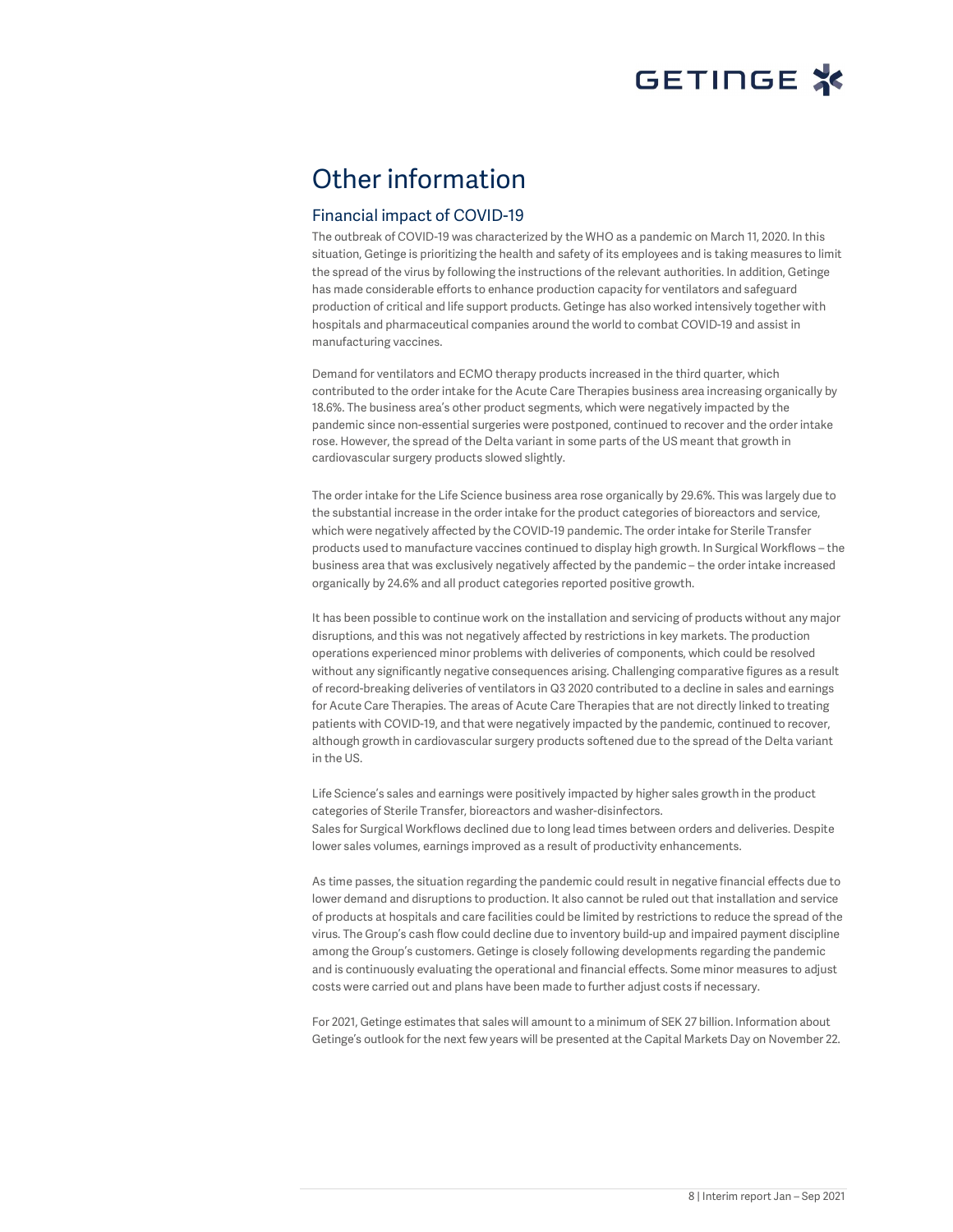# Other information

## Financial impact of COVID-19

The outbreak of COVID-19 was characterized by the WHO as a pandemic on March 11, 2020. In this situation, Getinge is prioritizing the health and safety of its employees and is taking measures to limit the spread of the virus by following the instructions of the relevant authorities. In addition, Getinge has made considerable efforts to enhance production capacity for ventilators and safeguard production of critical and life support products. Getinge has also worked intensively together with hospitals and pharmaceutical companies around the world to combat COVID-19 and assist in manufacturing vaccines.

Demand for ventilators and ECMO therapy products increased in the third quarter, which contributed to the order intake for the Acute Care Therapies business area increasing organically by 18.6%. The business area's other product segments, which were negatively impacted by the pandemic since non-essential surgeries were postponed, continued to recover and the order intake rose. However, the spread of the Delta variant in some parts of the US meant that growth in cardiovascular surgery products slowed slightly.

The order intake for the Life Science business area rose organically by 29.6%. This was largely due to the substantial increase in the order intake for the product categories of bioreactors and service, which were negatively affected by the COVID-19 pandemic. The order intake for Sterile Transfer products used to manufacture vaccines continued to display high growth. In Surgical Workflows – the business area that was exclusively negatively affected by the pandemic – the order intake increased organically by 24.6% and all product categories reported positive growth.

It has been possible to continue work on the installation and servicing of products without any major disruptions, and this was not negatively affected by restrictions in key markets. The production operations experienced minor problems with deliveries of components, which could be resolved without any significantly negative consequences arising. Challenging comparative figures as a result of record-breaking deliveries of ventilators in Q3 2020 contributed to a decline in sales and earnings for Acute Care Therapies. The areas of Acute Care Therapies that are not directly linked to treating patients with COVID-19, and that were negatively impacted by the pandemic, continued to recover, although growth in cardiovascular surgery products softened due to the spread of the Delta variant in the US.

Life Science's sales and earnings were positively impacted by higher sales growth in the product categories of Sterile Transfer, bioreactors and washer-disinfectors.
Sales for Surgical Workflows declined due to long lead times between orders and deliveries. Despite lower sales volumes, earnings improved as a result of productivity enhancements.

As time passes, the situation regarding the pandemic could result in negative financial effects due to lower demand and disruptions to production. It also cannot be ruled out that installation and service of products at hospitals and care facilities could be limited by restrictions to reduce the spread of the virus. The Group's cash flow could decline due to inventory build-up and impaired payment discipline among the Group's customers. Getinge is closely following developments regarding the pandemic and is continuously evaluating the operational and financial effects. Some minor measures to adjust costs were carried out and plans have been made to further adjust costs if necessary.

For 2021, Getinge estimates that sales will amount to a minimum of SEK 27 billion. Information about Getinge's outlook for the next few years will be presented at the Capital Markets Day on November 22.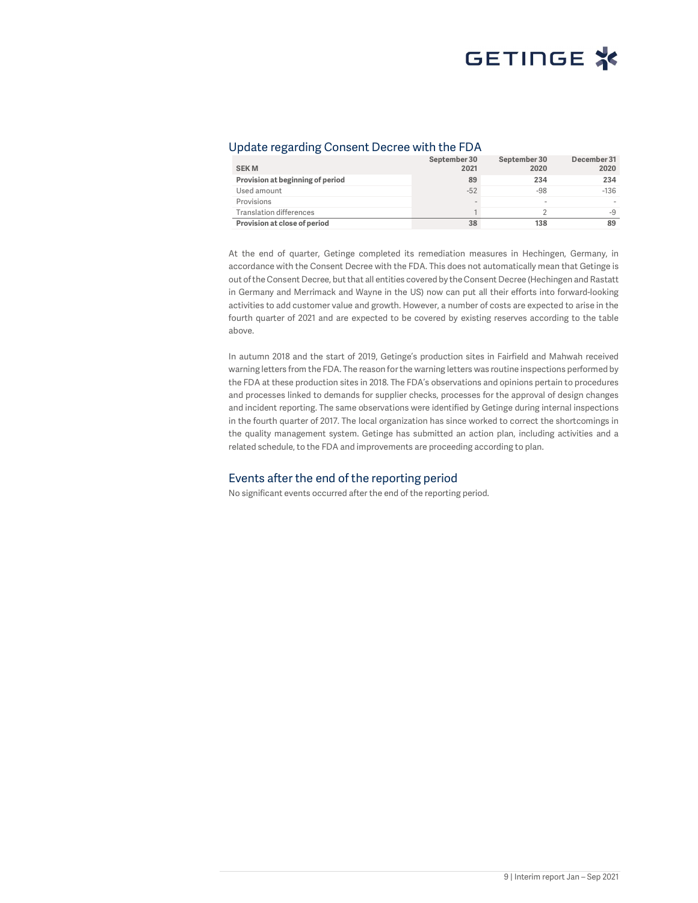## Update regarding Consent Decree with the FDA

| SEK M | September 30 2021 | September 30 2020 | December 31 2020 |
|---|---|---|---|
| **Provision at beginning of period** | **89** | **234** | **234** |
| Used amount | -52 | -98 | -136 |
| Provisions | - | - | - |
| Translation differences | 1 | 2 | -9 |
| **Provision at close of period** | **38** | **138** | **89** |

At the end of quarter, Getinge completed its remediation measures in Hechingen, Germany, in accordance with the Consent Decree with the FDA. This does not automatically mean that Getinge is out of the Consent Decree, but that all entities covered by the Consent Decree (Hechingen and Rastatt in Germany and Merrimack and Wayne in the US) now can put all their efforts into forward-looking activities to add customer value and growth. However, a number of costs are expected to arise in the fourth quarter of 2021 and are expected to be covered by existing reserves according to the table above.

In autumn 2018 and the start of 2019, Getinge's production sites in Fairfield and Mahwah received warning letters from the FDA. The reason for the warning letters was routine inspections performed by the FDA at these production sites in 2018. The FDA's observations and opinions pertain to procedures and processes linked to demands for supplier checks, processes for the approval of design changes and incident reporting. The same observations were identified by Getinge during internal inspections in the fourth quarter of 2017. The local organization has since worked to correct the shortcomings in the quality management system. Getinge has submitted an action plan, including activities and a related schedule, to the FDA and improvements are proceeding according to plan.

## Events after the end of the reporting period

No significant events occurred after the end of the reporting period.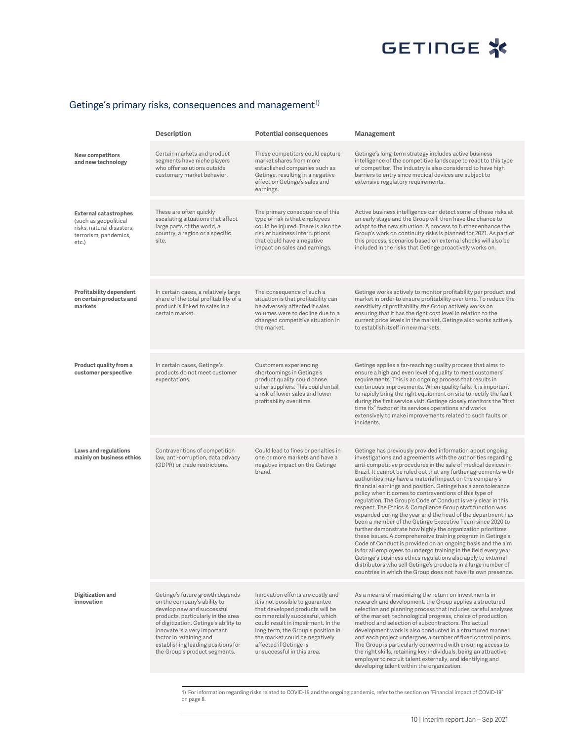## Getinge's primary risks, consequences and management[1)]

| | Description | Potential consequences | Management |
|---|---|---|---|
| **New competitors and new technology** | Certain markets and product segments have niche players who offer solutions outside customary market behavior. | These competitors could capture market shares from more established companies such as Getinge, resulting in a negative effect on Getinge's sales and earnings. | Getinge's long-term strategy includes active business intelligence of the competitive landscape to react to this type of competitor. The industry is also considered to have high barriers to entry since medical devices are subject to extensive regulatory requirements. |
| **External catastrophes** (such as geopolitical risks, natural disasters, terrorism, pandemics, etc.) | These are often quickly escalating situations that affect large parts of the world, a country, a region or a specific site. | The primary consequence of this type of risk is that employees could be injured. There is also the risk of business interruptions that could have a negative impact on sales and earnings. | Active business intelligence can detect some of these risks at an early stage and the Group will then have the chance to adapt to the new situation. A process to further enhance the Group's work on continuity risks is planned for 2021. As part of this process, scenarios based on external shocks will also be included in the risks that Getinge proactively works on. |
| **Profitability dependent on certain products and markets** | In certain cases, a relatively large share of the total profitability of a product is linked to sales in a certain market. | The consequence of such a situation is that profitability can be adversely affected if sales volumes were to decline due to a changed competitive situation in the market. | Getinge works actively to monitor profitability per product and market in order to ensure profitability over time. To reduce the sensitivity of profitability, the Group actively works on ensuring that it has the right cost level in relation to the current price levels in the market. Getinge also works actively to establish itself in new markets. |
| **Product quality from a customer perspective** | In certain cases, Getinge's products do not meet customer expectations. | Customers experiencing shortcomings in Getinge's product quality could chose other suppliers. This could entail a risk of lower sales and lower profitability over time. | Getinge applies a far-reaching quality process that aims to ensure a high and even level of quality to meet customers' requirements. This is an ongoing process that results in continuous improvements. When quality fails, it is important to rapidly bring the right equipment on site to rectify the fault during the first service visit. Getinge closely monitors the "first time fix" factor of its services operations and works extensively to make improvements related to such faults or incidents. |
| **Laws and regulations mainly on business ethics** | Contraventions of competition law, anti-corruption, data privacy (GDPR) or trade restrictions. | Could lead to fines or penalties in one or more markets and have a negative impact on the Getinge brand. | Getinge has previously provided information about ongoing investigations and agreements with the authorities regarding anti-competitive procedures in the sale of medical devices in Brazil. It cannot be ruled out that any further agreements with authorities may have a material impact on the company's financial earnings and position. Getinge has a zero tolerance policy when it comes to contraventions of this type of regulation. The Group's Code of Conduct is very clear in this respect. The Ethics & Compliance Group staff function was expanded during the year and the head of the department has been a member of the Getinge Executive Team since 2020 to further demonstrate how highly the organization prioritizes these issues. A comprehensive training program in Getinge's Code of Conduct is provided on an ongoing basis and the aim is for all employees to undergo training in the field every year. Getinge's business ethics regulations also apply to external distributors who sell Getinge's products in a large number of countries in which the Group does not have its own presence. |
| **Digitization and innovation** | Getinge's future growth depends on the company's ability to develop new and successful products, particularly in the area of digitization. Getinge's ability to innovate is a very important factor in retaining and establishing leading positions for the Group's product segments. | Innovation efforts are costly and it is not possible to guarantee that developed products will be commercially successful, which could result in impairment. In the long term, the Group's position in the market could be negatively affected if Getinge is unsuccessful in this area. | As a means of maximizing the return on investments in research and development, the Group applies a structured selection and planning process that includes careful analyses of the market, technological progress, choice of production method and selection of subcontractors. The actual development work is also conducted in a structured manner and each project undergoes a number of fixed control points. The Group is particularly concerned with ensuring access to the right skills, retaining key individuals, being an attractive employer to recruit talent externally, and identifying and developing talent within the organization. |

1) For information regarding risks related to COVID-19 and the ongoing pandemic, refer to the section on "Financial impact of COVID-19" on page 8.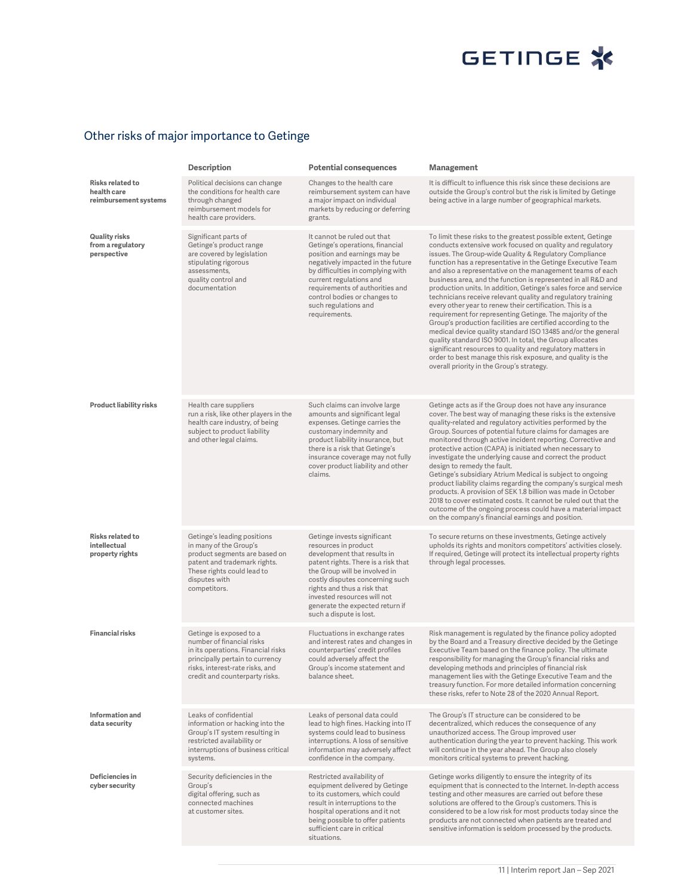## Other risks of major importance to Getinge

| | Description | Potential consequences | Management |
|---|---|---|---|
| **Risks related to health care reimbursement systems** | Political decisions can change the conditions for health care through changed reimbursement models for health care providers. | Changes to the health care reimbursement system can have a major impact on individual markets by reducing or deferring grants. | It is difficult to influence this risk since these decisions are outside the Group's control but the risk is limited by Getinge being active in a large number of geographical markets. |
| **Quality risks from a regulatory perspective** | Significant parts of Getinge's product range are covered by legislation stipulating rigorous assessments, quality control and documentation | It cannot be ruled out that Getinge's operations, financial position and earnings may be negatively impacted in the future by difficulties in complying with current regulations and requirements of authorities and control bodies or changes to such regulations and requirements. | To limit these risks to the greatest possible extent, Getinge conducts extensive work focused on quality and regulatory issues. The Group-wide Quality & Regulatory Compliance function has a representative in the Getinge Executive Team and also a representative on the management teams of each business area, and the function is represented in all R&D and production units. In addition, Getinge's sales force and service technicians receive relevant quality and regulatory training every other year to renew their certification. This is a requirement for representing Getinge. The majority of the Group's production facilities are certified according to the medical device quality standard ISO 13485 and/or the general quality standard ISO 9001. In total, the Group allocates significant resources to quality and regulatory matters in order to best manage this risk exposure, and quality is the overall priority in the Group's strategy. |
| **Product liability risks** | Health care suppliers run a risk, like other players in the health care industry, of being subject to product liability and other legal claims. | Such claims can involve large amounts and significant legal expenses. Getinge carries the customary indemnity and product liability insurance, but there is a risk that Getinge's insurance coverage may not fully cover product liability and other claims. | Getinge acts as if the Group does not have any insurance cover. The best way of managing these risks is the extensive quality-related and regulatory activities performed by the Group. Sources of potential future claims for damages are monitored through active incident reporting. Corrective and protective action (CAPA) is initiated when necessary to investigate the underlying cause and correct the product design to remedy the fault.<br>Getinge's subsidiary Atrium Medical is subject to ongoing product liability claims regarding the company's surgical mesh products. A provision of SEK 1.8 billion was made in October 2018 to cover estimated costs. It cannot be ruled out that the outcome of the ongoing process could have a material impact on the company's financial earnings and position. |
| **Risks related to intellectual property rights** | Getinge's leading positions in many of the Group's product segments are based on patent and trademark rights. These rights could lead to disputes with competitors. | Getinge invests significant resources in product development that results in patent rights. There is a risk that the Group will be involved in costly disputes concerning such rights and thus a risk that invested resources will not generate the expected return if such a dispute is lost. | To secure returns on these investments, Getinge actively upholds its rights and monitors competitors' activities closely. If required, Getinge will protect its intellectual property rights through legal processes. |
| **Financial risks** | Getinge is exposed to a number of financial risks in its operations. Financial risks principally pertain to currency risks, interest-rate risks, and credit and counterparty risks. | Fluctuations in exchange rates and interest rates and changes in counterparties' credit profiles could adversely affect the Group's income statement and balance sheet. | Risk management is regulated by the finance policy adopted by the Board and a Treasury directive decided by the Getinge Executive Team based on the finance policy. The ultimate responsibility for managing the Group's financial risks and developing methods and principles of financial risk management lies with the Getinge Executive Team and the treasury function. For more detailed information concerning these risks, refer to Note 28 of the 2020 Annual Report. |
| **Information and data security** | Leaks of confidential information or hacking into the Group's IT system resulting in restricted availability or interruptions of business critical systems. | Leaks of personal data could lead to high fines. Hacking into IT systems could lead to business interruptions. A loss of sensitive information may adversely affect confidence in the company. | The Group's IT structure can be considered to be decentralized, which reduces the consequence of any unauthorized access. The Group improved user authentication during the year to prevent hacking. This work will continue in the year ahead. The Group also closely monitors critical systems to prevent hacking. |
| **Deficiencies in cyber security** | Security deficiencies in the Group's digital offering, such as connected machines at customer sites. | Restricted availability of equipment delivered by Getinge to its customers, which could result in interruptions to the hospital operations and it not being possible to offer patients sufficient care in critical situations. | Getinge works diligently to ensure the integrity of its equipment that is connected to the Internet. In-depth access testing and other measures are carried out before these solutions are offered to the Group's customers. This is considered to be a low risk for most products today since the products are not connected when patients are treated and sensitive information is seldom processed by the products. |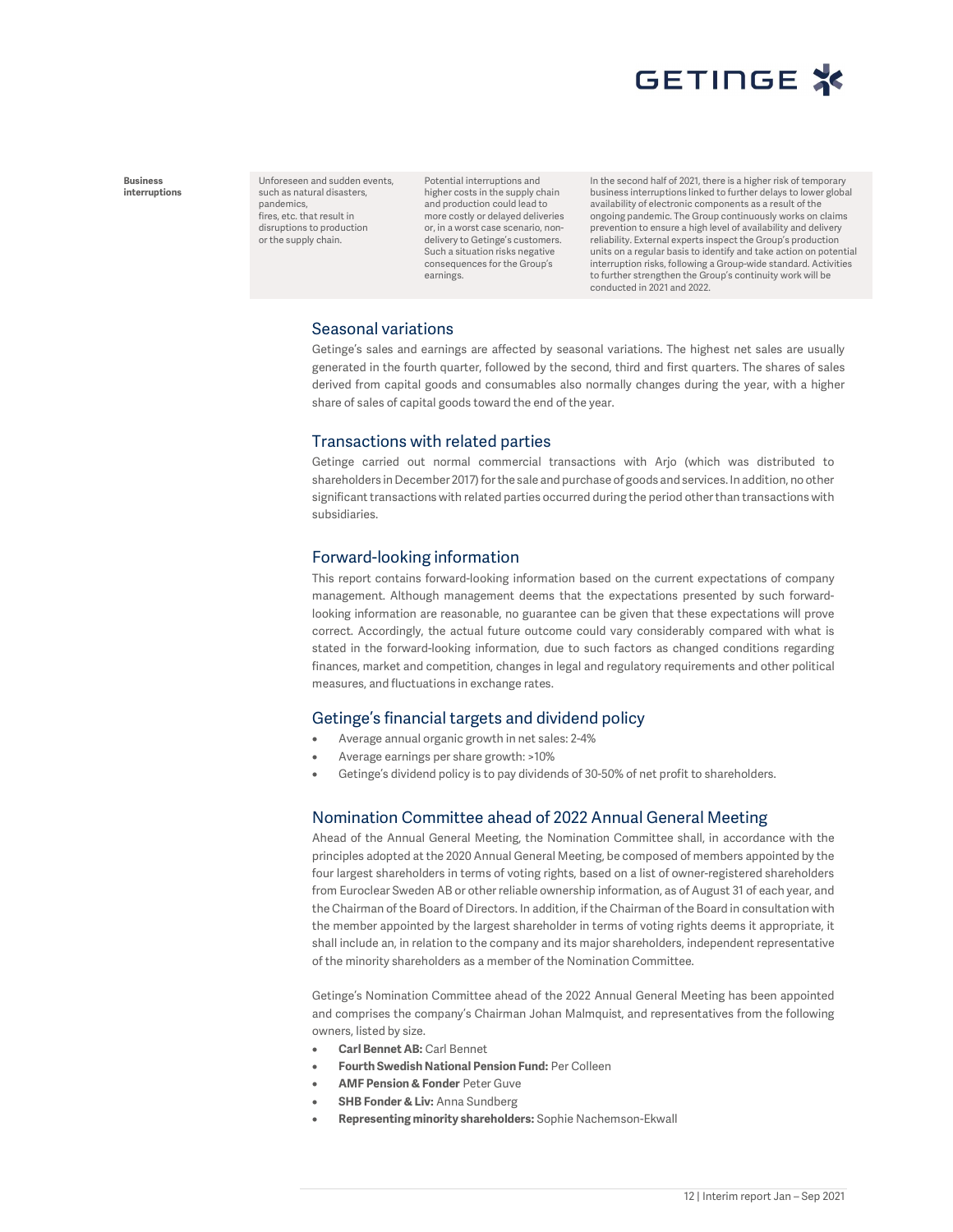| Business interruptions | Unforeseen and sudden events, such as natural disasters, pandemics, fires, etc. that result in disruptions to production or the supply chain. | Potential interruptions and higher costs in the supply chain and production could lead to more costly or delayed deliveries or, in a worst case scenario, non-delivery to Getinge's customers. Such a situation risks negative consequences for the Group's earnings. | In the second half of 2021, there is a higher risk of temporary business interruptions linked to further delays to lower global availability of electronic components as a result of the ongoing pandemic. The Group continuously works on claims prevention to ensure a high level of availability and delivery reliability. External experts inspect the Group's production units on a regular basis to identify and take action on potential interruption risks, following a Group-wide standard. Activities to further strengthen the Group's continuity work will be conducted in 2021 and 2022. |
|---|---|---|---|

## Seasonal variations

Getinge's sales and earnings are affected by seasonal variations. The highest net sales are usually generated in the fourth quarter, followed by the second, third and first quarters. The shares of sales derived from capital goods and consumables also normally changes during the year, with a higher share of sales of capital goods toward the end of the year.

## Transactions with related parties

Getinge carried out normal commercial transactions with Arjo (which was distributed to shareholders in December 2017) for the sale and purchase of goods and services. In addition, no other significant transactions with related parties occurred during the period other than transactions with subsidiaries.

## Forward-looking information

This report contains forward-looking information based on the current expectations of company management. Although management deems that the expectations presented by such forward-looking information are reasonable, no guarantee can be given that these expectations will prove correct. Accordingly, the actual future outcome could vary considerably compared with what is stated in the forward-looking information, due to such factors as changed conditions regarding finances, market and competition, changes in legal and regulatory requirements and other political measures, and fluctuations in exchange rates.

## Getinge's financial targets and dividend policy

- Average annual organic growth in net sales: 2-4%
- Average earnings per share growth: >10%
- Getinge's dividend policy is to pay dividends of 30-50% of net profit to shareholders.

## Nomination Committee ahead of 2022 Annual General Meeting

Ahead of the Annual General Meeting, the Nomination Committee shall, in accordance with the principles adopted at the 2020 Annual General Meeting, be composed of members appointed by the four largest shareholders in terms of voting rights, based on a list of owner-registered shareholders from Euroclear Sweden AB or other reliable ownership information, as of August 31 of each year, and the Chairman of the Board of Directors. In addition, if the Chairman of the Board in consultation with the member appointed by the largest shareholder in terms of voting rights deems it appropriate, it shall include an, in relation to the company and its major shareholders, independent representative of the minority shareholders as a member of the Nomination Committee.

Getinge's Nomination Committee ahead of the 2022 Annual General Meeting has been appointed and comprises the company's Chairman Johan Malmquist, and representatives from the following owners, listed by size.

- **Carl Bennet AB:** Carl Bennet
- **Fourth Swedish National Pension Fund:** Per Colleen
- **AMF Pension & Fonder** Peter Guve
- **SHB Fonder & Liv:** Anna Sundberg
- **Representing minority shareholders:** Sophie Nachemson-Ekwall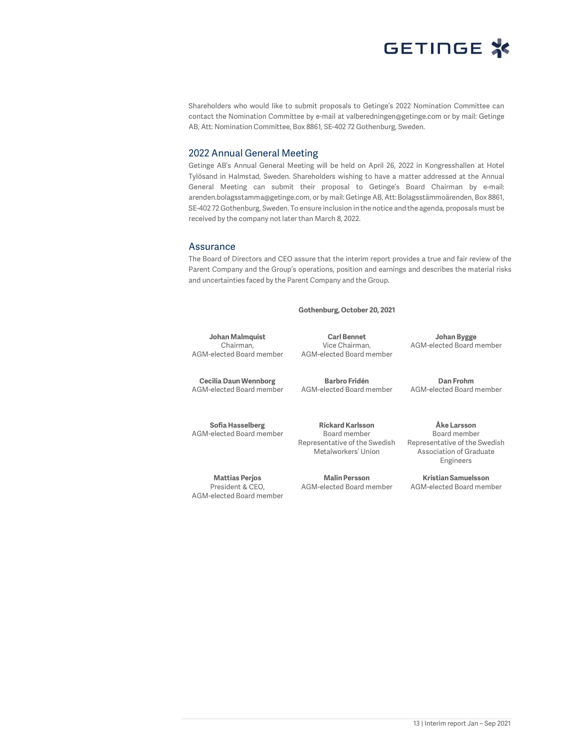Shareholders who would like to submit proposals to Getinge's 2022 Nomination Committee can contact the Nomination Committee by e-mail at valberedningen@getinge.com or by mail: Getinge AB, Att: Nomination Committee, Box 8861, SE-402 72 Gothenburg, Sweden.

## 2022 Annual General Meeting

Getinge AB's Annual General Meeting will be held on April 26, 2022 in Kongresshallen at Hotel Tylösand in Halmstad, Sweden. Shareholders wishing to have a matter addressed at the Annual General Meeting can submit their proposal to Getinge's Board Chairman by e-mail: arenden.bolagsstamma@getinge.com, or by mail: Getinge AB, Att: Bolagsstämmoärenden, Box 8861, SE-402 72 Gothenburg, Sweden. To ensure inclusion in the notice and the agenda, proposals must be received by the company not later than March 8, 2022.

## Assurance

The Board of Directors and CEO assure that the interim report provides a true and fair review of the Parent Company and the Group's operations, position and earnings and describes the material risks and uncertainties faced by the Parent Company and the Group.

**Gothenburg, October 20, 2021**

**Johan Malmquist**
Chairman,
AGM-elected Board member

**Carl Bennet**
Vice Chairman,
AGM-elected Board member

**Johan Bygge**
AGM-elected Board member

**Cecilia Daun Wennborg**
AGM-elected Board member

**Barbro Fridén**
AGM-elected Board member

**Dan Frohm**
AGM-elected Board member

**Sofia Hasselberg**
AGM-elected Board member

**Rickard Karlsson**
Board member
Representative of the Swedish Metalworkers' Union

**Åke Larsson**
Board member
Representative of the Swedish Association of Graduate Engineers

**Mattias Perjos**
President & CEO,
AGM-elected Board member

**Malin Persson**
AGM-elected Board member

**Kristian Samuelsson**
AGM-elected Board member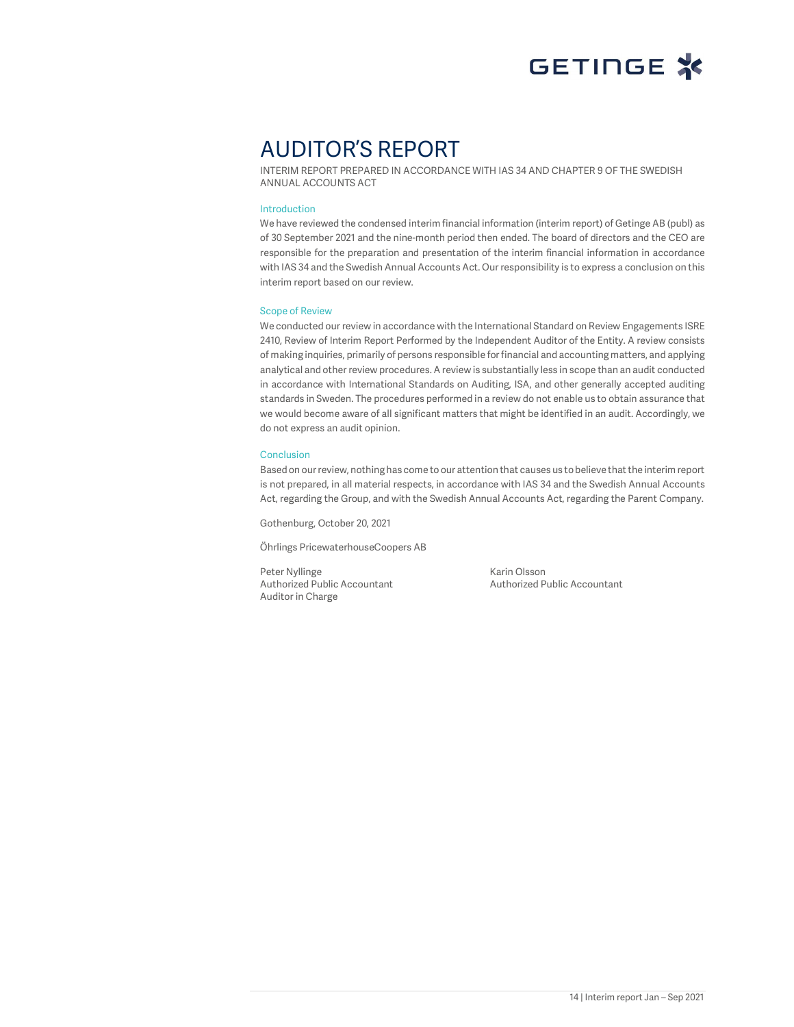# AUDITOR'S REPORT

INTERIM REPORT PREPARED IN ACCORDANCE WITH IAS 34 AND CHAPTER 9 OF THE SWEDISH ANNUAL ACCOUNTS ACT

### Introduction

We have reviewed the condensed interim financial information (interim report) of Getinge AB (publ) as of 30 September 2021 and the nine-month period then ended. The board of directors and the CEO are responsible for the preparation and presentation of the interim financial information in accordance with IAS 34 and the Swedish Annual Accounts Act. Our responsibility is to express a conclusion on this interim report based on our review.

### Scope of Review

We conducted our review in accordance with the International Standard on Review Engagements ISRE 2410, Review of Interim Report Performed by the Independent Auditor of the Entity. A review consists of making inquiries, primarily of persons responsible for financial and accounting matters, and applying analytical and other review procedures. A review is substantially less in scope than an audit conducted in accordance with International Standards on Auditing, ISA, and other generally accepted auditing standards in Sweden. The procedures performed in a review do not enable us to obtain assurance that we would become aware of all significant matters that might be identified in an audit. Accordingly, we do not express an audit opinion.

### Conclusion

Based on our review, nothing has come to our attention that causes us to believe that the interim report is not prepared, in all material respects, in accordance with IAS 34 and the Swedish Annual Accounts Act, regarding the Group, and with the Swedish Annual Accounts Act, regarding the Parent Company.

Gothenburg, October 20, 2021

Öhrlings PricewaterhouseCoopers AB

Peter Nyllinge
Authorized Public Accountant
Auditor in Charge

Karin Olsson
Authorized Public Accountant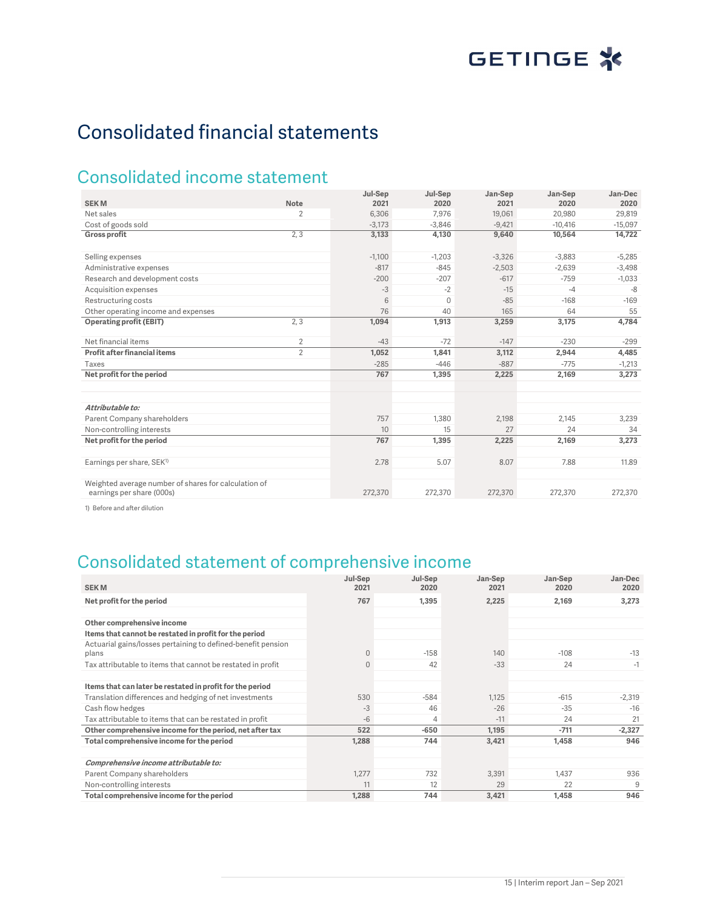# Consolidated financial statements

## Consolidated income statement

| SEK M | Note | Jul-Sep 2021 | Jul-Sep 2020 | Jan-Sep 2021 | Jan-Sep 2020 | Jan-Dec 2020 |
|---|---|---|---|---|---|---|
| Net sales | 2 | 6,306 | 7,976 | 19,061 | 20,980 | 29,819 |
| Cost of goods sold | | -3,173 | -3,846 | -9,421 | -10,416 | -15,097 |
| **Gross profit** | 2, 3 | **3,133** | **4,130** | **9,640** | **10,564** | **14,722** |
| | | | | | | |
| Selling expenses | | -1,100 | -1,203 | -3,326 | -3,883 | -5,285 |
| Administrative expenses | | -817 | -845 | -2,503 | -2,639 | -3,498 |
| Research and development costs | | -200 | -207 | -617 | -759 | -1,033 |
| Acquisition expenses | | -3 | -2 | -15 | -4 | -8 |
| Restructuring costs | | 6 | 0 | -85 | -168 | -169 |
| Other operating income and expenses | | 76 | 40 | 165 | 64 | 55 |
| **Operating profit (EBIT)** | 2, 3 | **1,094** | **1,913** | **3,259** | **3,175** | **4,784** |
| | | | | | | |
| Net financial items | 2 | -43 | -72 | -147 | -230 | -299 |
| **Profit after financial items** | 2 | **1,052** | **1,841** | **3,112** | **2,944** | **4,485** |
| Taxes | | -285 | -446 | -887 | -775 | -1,213 |
| **Net profit for the period** | | **767** | **1,395** | **2,225** | **2,169** | **3,273** |
| | | | | | | |
| ***Attributable to:*** | | | | | | |
| Parent Company shareholders | | 757 | 1,380 | 2,198 | 2,145 | 3,239 |
| Non-controlling interests | | 10 | 15 | 27 | 24 | 34 |
| **Net profit for the period** | | **767** | **1,395** | **2,225** | **2,169** | **3,273** |
| | | | | | | |
| Earnings per share, SEK[1] | | 2.78 | 5.07 | 8.07 | 7.88 | 11.89 |
| | | | | | | |
| Weighted average number of shares for calculation of earnings per share (000s) | | 272,370 | 272,370 | 272,370 | 272,370 | 272,370 |

1) Before and after dilution

## Consolidated statement of comprehensive income

| SEK M | Jul-Sep 2021 | Jul-Sep 2020 | Jan-Sep 2021 | Jan-Sep 2020 | Jan-Dec 2020 |
|---|---|---|---|---|---|
| **Net profit for the period** | **767** | **1,395** | **2,225** | **2,169** | **3,273** |
| | | | | | |
| **Other comprehensive income** | | | | | |
| **Items that cannot be restated in profit for the period** | | | | | |
| Actuarial gains/losses pertaining to defined-benefit pension plans | 0 | -158 | 140 | -108 | -13 |
| Tax attributable to items that cannot be restated in profit | 0 | 42 | -33 | 24 | -1 |
| | | | | | |
| **Items that can later be restated in profit for the period** | | | | | |
| Translation differences and hedging of net investments | 530 | -584 | 1,125 | -615 | -2,319 |
| Cash flow hedges | -3 | 46 | -26 | -35 | -16 |
| Tax attributable to items that can be restated in profit | -6 | 4 | -11 | 24 | 21 |
| **Other comprehensive income for the period, net after tax** | **522** | **-650** | **1,195** | **-711** | **-2,327** |
| **Total comprehensive income for the period** | **1,288** | **744** | **3,421** | **1,458** | **946** |
| | | | | | |
| ***Comprehensive income attributable to:*** | | | | | |
| Parent Company shareholders | 1,277 | 732 | 3,391 | 1,437 | 936 |
| Non-controlling interests | 11 | 12 | 29 | 22 | 9 |
| **Total comprehensive income for the period** | **1,288** | **744** | **3,421** | **1,458** | **946** |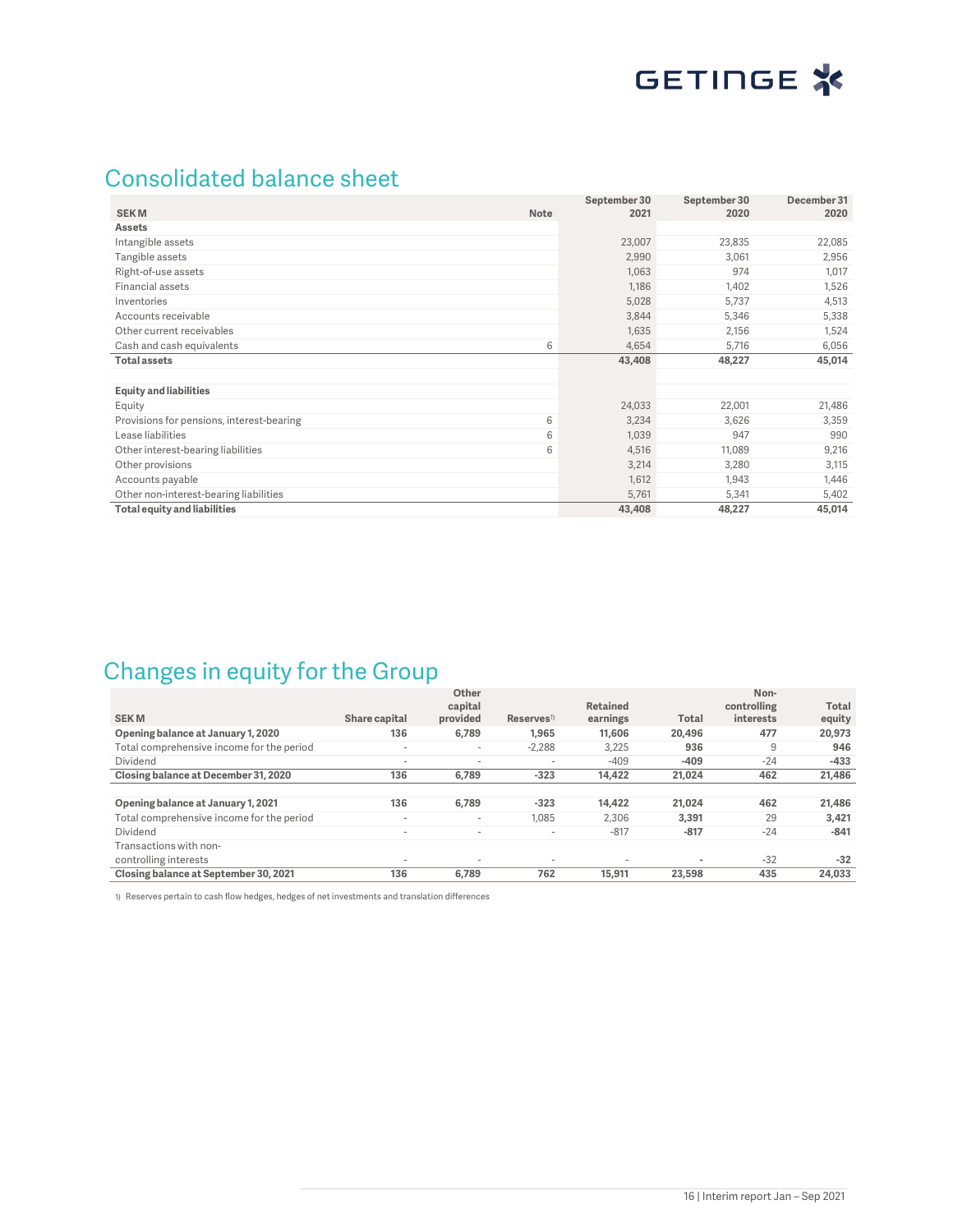## Consolidated balance sheet

| SEK M | Note | September 30 2021 | September 30 2020 | December 31 2020 |
|---|---|---|---|---|
| **Assets** | | | | |
| Intangible assets | | 23,007 | 23,835 | 22,085 |
| Tangible assets | | 2,990 | 3,061 | 2,956 |
| Right-of-use assets | | 1,063 | 974 | 1,017 |
| Financial assets | | 1,186 | 1,402 | 1,526 |
| Inventories | | 5,028 | 5,737 | 4,513 |
| Accounts receivable | | 3,844 | 5,346 | 5,338 |
| Other current receivables | | 1,635 | 2,156 | 1,524 |
| Cash and cash equivalents | 6 | 4,654 | 5,716 | 6,056 |
| **Total assets** | | **43,408** | **48,227** | **45,014** |
| | | | | |
| **Equity and liabilities** | | | | |
| Equity | | 24,033 | 22,001 | 21,486 |
| Provisions for pensions, interest-bearing | 6 | 3,234 | 3,626 | 3,359 |
| Lease liabilities | 6 | 1,039 | 947 | 990 |
| Other interest-bearing liabilities | 6 | 4,516 | 11,089 | 9,216 |
| Other provisions | | 3,214 | 3,280 | 3,115 |
| Accounts payable | | 1,612 | 1,943 | 1,446 |
| Other non-interest-bearing liabilities | | 5,761 | 5,341 | 5,402 |
| **Total equity and liabilities** | | **43,408** | **48,227** | **45,014** |

## Changes in equity for the Group

| SEK M | Share capital | Other capital provided | Reserves[1] | Retained earnings | Total | Non-controlling interests | Total equity |
|---|---|---|---|---|---|---|---|
| **Opening balance at January 1, 2020** | **136** | **6,789** | **1,965** | **11,606** | **20,496** | **477** | **20,973** |
| Total comprehensive income for the period | - | - | -2,288 | 3,225 | **936** | 9 | **946** |
| Dividend | - | - | - | -409 | **-409** | -24 | **-433** |
| **Closing balance at December 31, 2020** | **136** | **6,789** | **-323** | **14,422** | **21,024** | **462** | **21,486** |
| | | | | | | | |
| **Opening balance at January 1, 2021** | **136** | **6,789** | **-323** | **14,422** | **21,024** | **462** | **21,486** |
| Total comprehensive income for the period | - | - | 1,085 | 2,306 | **3,391** | 29 | **3,421** |
| Dividend | - | - | - | -817 | **-817** | -24 | **-841** |
| Transactions with non-controlling interests | - | - | - | - | **-** | -32 | **-32** |
| **Closing balance at September 30, 2021** | **136** | **6,789** | **762** | **15,911** | **23,598** | **435** | **24,033** |

1) Reserves pertain to cash flow hedges, hedges of net investments and translation differences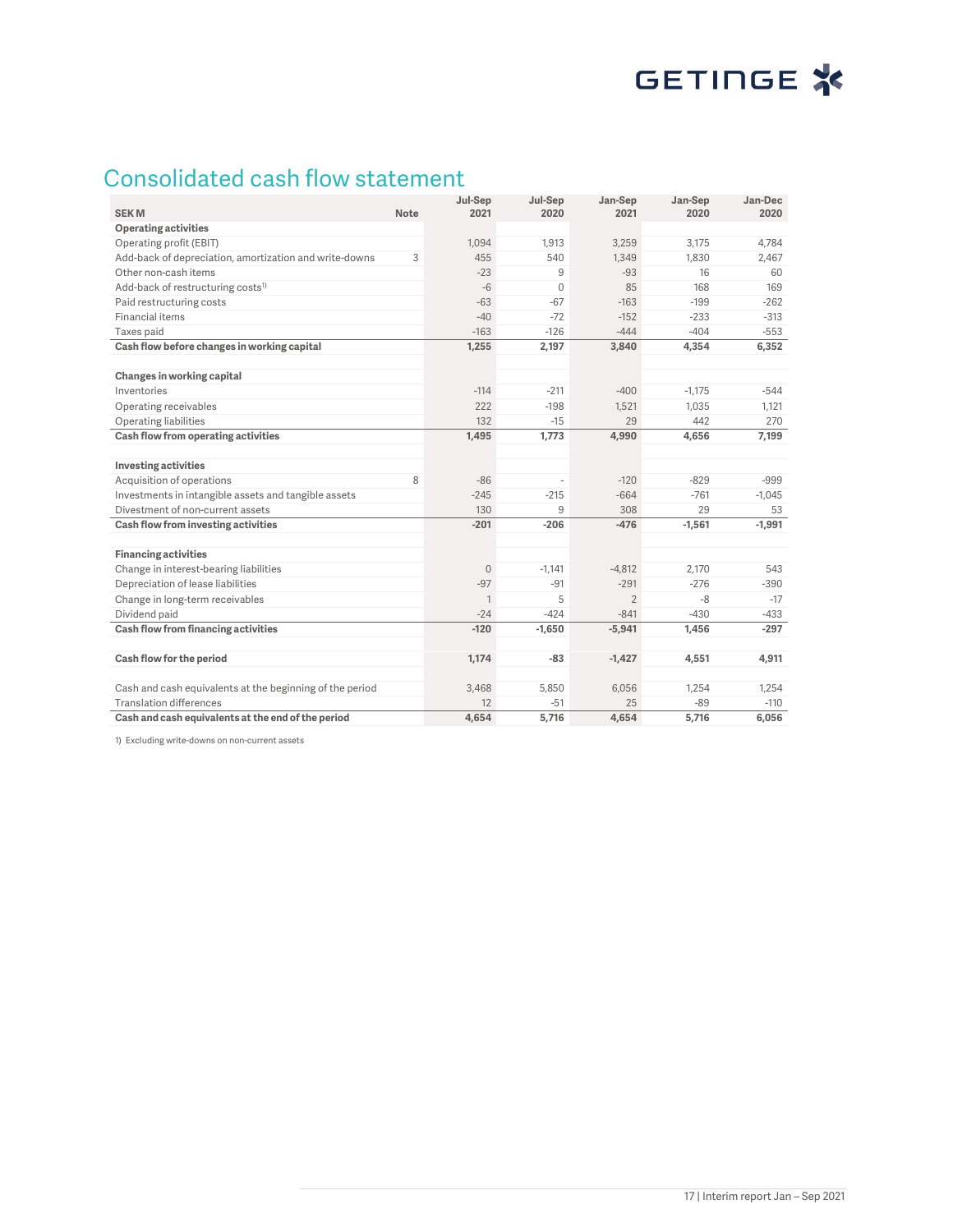# Consolidated cash flow statement

| SEK M | Note | Jul-Sep 2021 | Jul-Sep 2020 | Jan-Sep 2021 | Jan-Sep 2020 | Jan-Dec 2020 |
|---|---|---|---|---|---|---|
| **Operating activities** | | | | | | |
| Operating profit (EBIT) | | 1,094 | 1,913 | 3,259 | 3,175 | 4,784 |
| Add-back of depreciation, amortization and write-downs | 3 | 455 | 540 | 1,349 | 1,830 | 2,467 |
| Other non-cash items | | -23 | 9 | -93 | 16 | 60 |
| Add-back of restructuring costs[1)] | | -6 | 0 | 85 | 168 | 169 |
| Paid restructuring costs | | -63 | -67 | -163 | -199 | -262 |
| Financial items | | -40 | -72 | -152 | -233 | -313 |
| Taxes paid | | -163 | -126 | -444 | -404 | -553 |
| **Cash flow before changes in working capital** | | **1,255** | **2,197** | **3,840** | **4,354** | **6,352** |
| | | | | | | |
| **Changes in working capital** | | | | | | |
| Inventories | | -114 | -211 | -400 | -1,175 | -544 |
| Operating receivables | | 222 | -198 | 1,521 | 1,035 | 1,121 |
| Operating liabilities | | 132 | -15 | 29 | 442 | 270 |
| **Cash flow from operating activities** | | **1,495** | **1,773** | **4,990** | **4,656** | **7,199** |
| | | | | | | |
| **Investing activities** | | | | | | |
| Acquisition of operations | 8 | -86 | - | -120 | -829 | -999 |
| Investments in intangible assets and tangible assets | | -245 | -215 | -664 | -761 | -1,045 |
| Divestment of non-current assets | | 130 | 9 | 308 | 29 | 53 |
| **Cash flow from investing activities** | | **-201** | **-206** | **-476** | **-1,561** | **-1,991** |
| | | | | | | |
| **Financing activities** | | | | | | |
| Change in interest-bearing liabilities | | 0 | -1,141 | -4,812 | 2,170 | 543 |
| Depreciation of lease liabilities | | -97 | -91 | -291 | -276 | -390 |
| Change in long-term receivables | | 1 | 5 | 2 | -8 | -17 |
| Dividend paid | | -24 | -424 | -841 | -430 | -433 |
| **Cash flow from financing activities** | | **-120** | **-1,650** | **-5,941** | **1,456** | **-297** |
| | | | | | | |
| **Cash flow for the period** | | **1,174** | **-83** | **-1,427** | **4,551** | **4,911** |
| | | | | | | |
| Cash and cash equivalents at the beginning of the period | | 3,468 | 5,850 | 6,056 | 1,254 | 1,254 |
| Translation differences | | 12 | -51 | 25 | -89 | -110 |
| **Cash and cash equivalents at the end of the period** | | **4,654** | **5,716** | **4,654** | **5,716** | **6,056** |

1) Excluding write-downs on non-current assets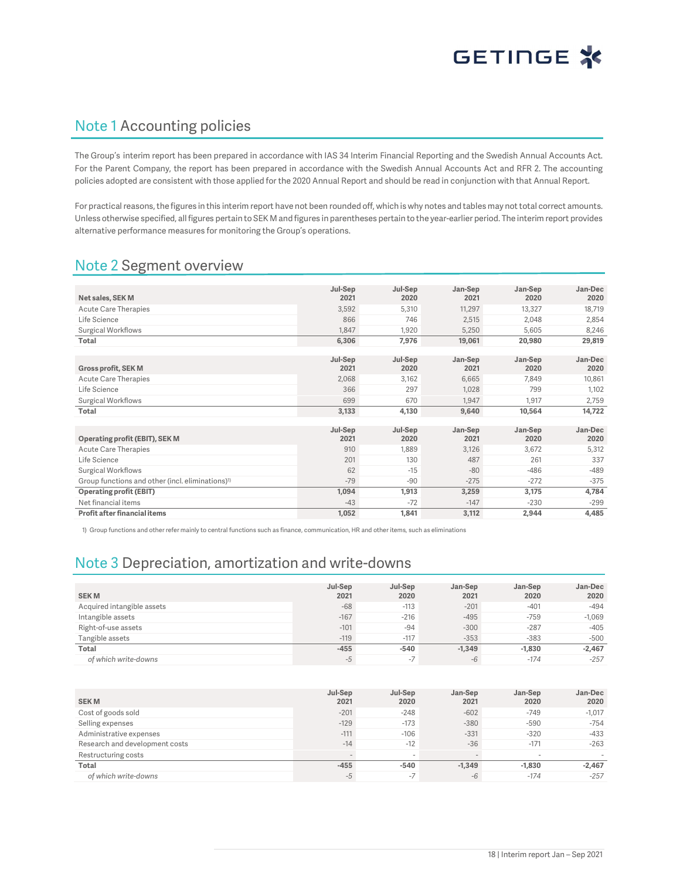## Note 1 Accounting policies

The Group's interim report has been prepared in accordance with IAS 34 Interim Financial Reporting and the Swedish Annual Accounts Act. For the Parent Company, the report has been prepared in accordance with the Swedish Annual Accounts Act and RFR 2. The accounting policies adopted are consistent with those applied for the 2020 Annual Report and should be read in conjunction with that Annual Report.

For practical reasons, the figures in this interim report have not been rounded off, which is why notes and tables may not total correct amounts. Unless otherwise specified, all figures pertain to SEK M and figures in parentheses pertain to the year-earlier period. The interim report provides alternative performance measures for monitoring the Group's operations.

## Note 2 Segment overview

| Net sales, SEK M | Jul-Sep 2021 | Jul-Sep 2020 | Jan-Sep 2021 | Jan-Sep 2020 | Jan-Dec 2020 |
|---|---|---|---|---|---|
| Acute Care Therapies | 3,592 | 5,310 | 11,297 | 13,327 | 18,719 |
| Life Science | 866 | 746 | 2,515 | 2,048 | 2,854 |
| Surgical Workflows | 1,847 | 1,920 | 5,250 | 5,605 | 8,246 |
| **Total** | **6,306** | **7,976** | **19,061** | **20,980** | **29,819** |

| Gross profit, SEK M | Jul-Sep 2021 | Jul-Sep 2020 | Jan-Sep 2021 | Jan-Sep 2020 | Jan-Dec 2020 |
|---|---|---|---|---|---|
| Acute Care Therapies | 2,068 | 3,162 | 6,665 | 7,849 | 10,861 |
| Life Science | 366 | 297 | 1,028 | 799 | 1,102 |
| Surgical Workflows | 699 | 670 | 1,947 | 1,917 | 2,759 |
| **Total** | **3,133** | **4,130** | **9,640** | **10,564** | **14,722** |

| Operating profit (EBIT), SEK M | Jul-Sep 2021 | Jul-Sep 2020 | Jan-Sep 2021 | Jan-Sep 2020 | Jan-Dec 2020 |
|---|---|---|---|---|---|
| Acute Care Therapies | 910 | 1,889 | 3,126 | 3,672 | 5,312 |
| Life Science | 201 | 130 | 487 | 261 | 337 |
| Surgical Workflows | 62 | -15 | -80 | -486 | -489 |
| Group functions and other (incl. eliminations)[1] | -79 | -90 | -275 | -272 | -375 |
| **Operating profit (EBIT)** | **1,094** | **1,913** | **3,259** | **3,175** | **4,784** |
| Net financial items | -43 | -72 | -147 | -230 | -299 |
| **Profit after financial items** | **1,052** | **1,841** | **3,112** | **2,944** | **4,485** |

1) Group functions and other refer mainly to central functions such as finance, communication, HR and other items, such as eliminations

## Note 3 Depreciation, amortization and write-downs

| SEK M | Jul-Sep 2021 | Jul-Sep 2020 | Jan-Sep 2021 | Jan-Sep 2020 | Jan-Dec 2020 |
|---|---|---|---|---|---|
| Acquired intangible assets | -68 | -113 | -201 | -401 | -494 |
| Intangible assets | -167 | -216 | -495 | -759 | -1,069 |
| Right-of-use assets | -101 | -94 | -300 | -287 | -405 |
| Tangible assets | -119 | -117 | -353 | -383 | -500 |
| **Total** | **-455** | **-540** | **-1,349** | **-1,830** | **-2,467** |
| *of which write-downs* | *-5* | *-7* | *-6* | *-174* | *-257* |

| SEK M | Jul-Sep 2021 | Jul-Sep 2020 | Jan-Sep 2021 | Jan-Sep 2020 | Jan-Dec 2020 |
|---|---|---|---|---|---|
| Cost of goods sold | -201 | -248 | -602 | -749 | -1,017 |
| Selling expenses | -129 | -173 | -380 | -590 | -754 |
| Administrative expenses | -111 | -106 | -331 | -320 | -433 |
| Research and development costs | -14 | -12 | -36 | -171 | -263 |
| Restructuring costs | - | - | - | - | - |
| **Total** | **-455** | **-540** | **-1,349** | **-1,830** | **-2,467** |
| *of which write-downs* | *-5* | *-7* | *-6* | *-174* | *-257* |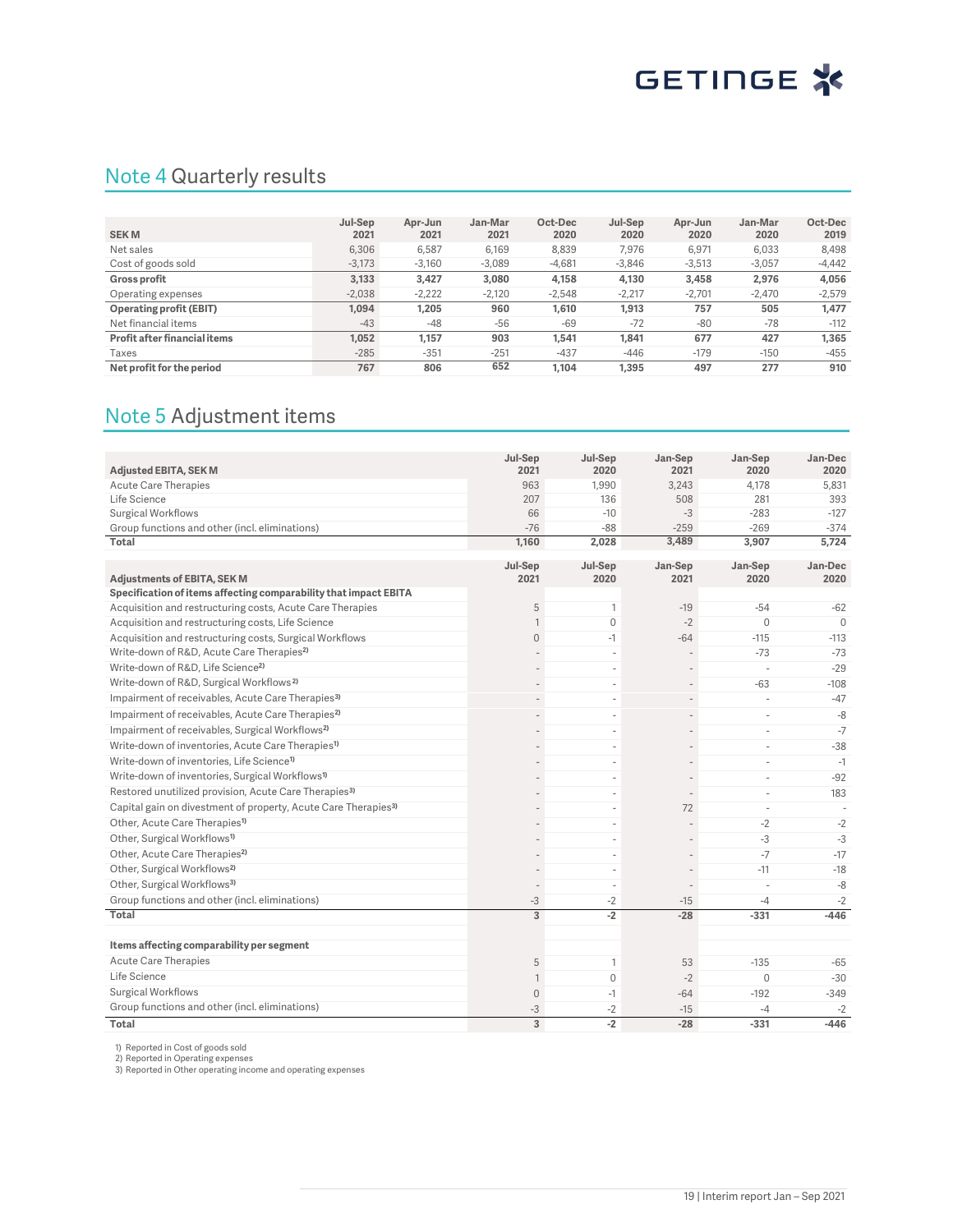## Note 4 Quarterly results

| SEK M | Jul-Sep 2021 | Apr-Jun 2021 | Jan-Mar 2021 | Oct-Dec 2020 | Jul-Sep 2020 | Apr-Jun 2020 | Jan-Mar 2020 | Oct-Dec 2019 |
|---|---|---|---|---|---|---|---|---|
| Net sales | 6,306 | 6,587 | 6,169 | 8,839 | 7,976 | 6,971 | 6,033 | 8,498 |
| Cost of goods sold | -3,173 | -3,160 | -3,089 | -4,681 | -3,846 | -3,513 | -3,057 | -4,442 |
| **Gross profit** | **3,133** | **3,427** | **3,080** | **4,158** | **4,130** | **3,458** | **2,976** | **4,056** |
| Operating expenses | -2,038 | -2,222 | -2,120 | -2,548 | -2,217 | -2,701 | -2,470 | -2,579 |
| **Operating profit (EBIT)** | **1,094** | **1,205** | **960** | **1,610** | **1,913** | **757** | **505** | **1,477** |
| Net financial items | -43 | -48 | -56 | -69 | -72 | -80 | -78 | -112 |
| **Profit after financial items** | **1,052** | **1,157** | **903** | **1,541** | **1,841** | **677** | **427** | **1,365** |
| Taxes | -285 | -351 | -251 | -437 | -446 | -179 | -150 | -455 |
| **Net profit for the period** | **767** | **806** | **652** | **1,104** | **1,395** | **497** | **277** | **910** |

## Note 5 Adjustment items

| Adjusted EBITA, SEK M | Jul-Sep 2021 | Jul-Sep 2020 | Jan-Sep 2021 | Jan-Sep 2020 | Jan-Dec 2020 |
|---|---|---|---|---|---|
| Acute Care Therapies | 963 | 1,990 | 3,243 | 4,178 | 5,831 |
| Life Science | 207 | 136 | 508 | 281 | 393 |
| Surgical Workflows | 66 | -10 | -3 | -283 | -127 |
| Group functions and other (incl. eliminations) | -76 | -88 | -259 | -269 | -374 |
| **Total** | **1,160** | **2,028** | **3,489** | **3,907** | **5,724** |

| Adjustments of EBITA, SEK M | Jul-Sep 2021 | Jul-Sep 2020 | Jan-Sep 2021 | Jan-Sep 2020 | Jan-Dec 2020 |
|---|---|---|---|---|---|
| **Specification of items affecting comparability that impact EBITA** | | | | | |
| Acquisition and restructuring costs, Acute Care Therapies | 5 | 1 | -19 | -54 | -62 |
| Acquisition and restructuring costs, Life Science | 1 | 0 | -2 | 0 | 0 |
| Acquisition and restructuring costs, Surgical Workflows | 0 | -1 | -64 | -115 | -113 |
| Write-down of R&D, Acute Care Therapies[2] | - | - | - | -73 | -73 |
| Write-down of R&D, Life Science[2] | - | - | - | - | -29 |
| Write-down of R&D, Surgical Workflows[2] | - | - | - | -63 | -108 |
| Impairment of receivables, Acute Care Therapies[3] | - | - | - | - | -47 |
| Impairment of receivables, Acute Care Therapies[2] | - | - | - | - | -8 |
| Impairment of receivables, Surgical Workflows[2] | - | - | - | - | -7 |
| Write-down of inventories, Acute Care Therapies[1] | - | - | - | - | -38 |
| Write-down of inventories, Life Science[1] | - | - | - | - | -1 |
| Write-down of inventories, Surgical Workflows[1] | - | - | - | - | -92 |
| Restored unutilized provision, Acute Care Therapies[3] | - | - | - | - | 183 |
| Capital gain on divestment of property, Acute Care Therapies[3] | - | - | 72 | - | - |
| Other, Acute Care Therapies[1] | - | - | - | -2 | -2 |
| Other, Surgical Workflows[1] | - | - | - | -3 | -3 |
| Other, Acute Care Therapies[2] | - | - | - | -7 | -17 |
| Other, Surgical Workflows[2] | - | - | - | -11 | -18 |
| Other, Surgical Workflows[3] | - | - | - | - | -8 |
| Group functions and other (incl. eliminations) | -3 | -2 | -15 | -4 | -2 |
| **Total** | **3** | **-2** | **-28** | **-331** | **-446** |
| | | | | | |
| **Items affecting comparability per segment** | | | | | |
| Acute Care Therapies | 5 | 1 | 53 | -135 | -65 |
| Life Science | 1 | 0 | -2 | 0 | -30 |
| Surgical Workflows | 0 | -1 | -64 | -192 | -349 |
| Group functions and other (incl. eliminations) | -3 | -2 | -15 | -4 | -2 |
| **Total** | **3** | **-2** | **-28** | **-331** | **-446** |

1) Reported in Cost of goods sold
2) Reported in Operating expenses
3) Reported in Other operating income and operating expenses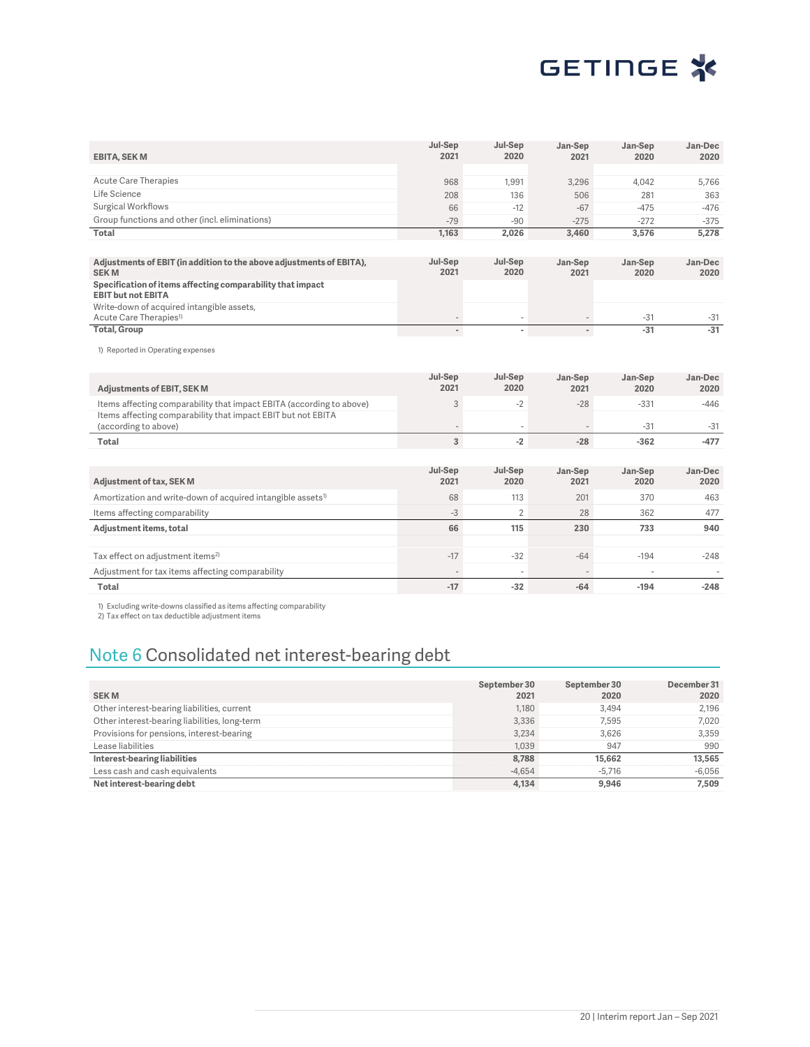| EBITA, SEK M | Jul-Sep 2021 | Jul-Sep 2020 | Jan-Sep 2021 | Jan-Sep 2020 | Jan-Dec 2020 |
|---|---|---|---|---|---|
| Acute Care Therapies | 968 | 1,991 | 3,296 | 4,042 | 5,766 |
| Life Science | 208 | 136 | 506 | 281 | 363 |
| Surgical Workflows | 66 | -12 | -67 | -475 | -476 |
| Group functions and other (incl. eliminations) | -79 | -90 | -275 | -272 | -375 |
| **Total** | **1,163** | **2,026** | **3,460** | **3,576** | **5,278** |

| Adjustments of EBIT (in addition to the above adjustments of EBITA), SEK M | Jul-Sep 2021 | Jul-Sep 2020 | Jan-Sep 2021 | Jan-Sep 2020 | Jan-Dec 2020 |
|---|---|---|---|---|---|
| **Specification of items affecting comparability that impact EBIT but not EBITA** | | | | | |
| Write-down of acquired intangible assets, Acute Care Therapies[1] | - | - | - | -31 | -31 |
| **Total, Group** | **-** | **-** | **-** | **-31** | **-31** |

1) Reported in Operating expenses

| Adjustments of EBIT, SEK M | Jul-Sep 2021 | Jul-Sep 2020 | Jan-Sep 2021 | Jan-Sep 2020 | Jan-Dec 2020 |
|---|---|---|---|---|---|
| Items affecting comparability that impact EBITA (according to above) | 3 | -2 | -28 | -331 | -446 |
| Items affecting comparability that impact EBIT but not EBITA (according to above) | - | - | - | -31 | -31 |
| **Total** | **3** | **-2** | **-28** | **-362** | **-477** |

| Adjustment of tax, SEK M | Jul-Sep 2021 | Jul-Sep 2020 | Jan-Sep 2021 | Jan-Sep 2020 | Jan-Dec 2020 |
|---|---|---|---|---|---|
| Amortization and write-down of acquired intangible assets[1] | 68 | 113 | 201 | 370 | 463 |
| Items affecting comparability | -3 | 2 | 28 | 362 | 477 |
| **Adjustment items, total** | **66** | **115** | **230** | **733** | **940** |
| | | | | | |
| Tax effect on adjustment items[2] | -17 | -32 | -64 | -194 | -248 |
| Adjustment for tax items affecting comparability | - | - | - | - | - |
| **Total** | **-17** | **-32** | **-64** | **-194** | **-248** |

1) Excluding write-downs classified as items affecting comparability
2) Tax effect on tax deductible adjustment items

## Note 6 Consolidated net interest-bearing debt

| SEK M | September 30 2021 | September 30 2020 | December 31 2020 |
|---|---|---|---|
| Other interest-bearing liabilities, current | 1,180 | 3,494 | 2,196 |
| Other interest-bearing liabilities, long-term | 3,336 | 7,595 | 7,020 |
| Provisions for pensions, interest-bearing | 3,234 | 3,626 | 3,359 |
| Lease liabilities | 1,039 | 947 | 990 |
| **Interest-bearing liabilities** | **8,788** | **15,662** | **13,565** |
| Less cash and cash equivalents | -4,654 | -5,716 | -6,056 |
| **Net interest-bearing debt** | **4,134** | **9,946** | **7,509** |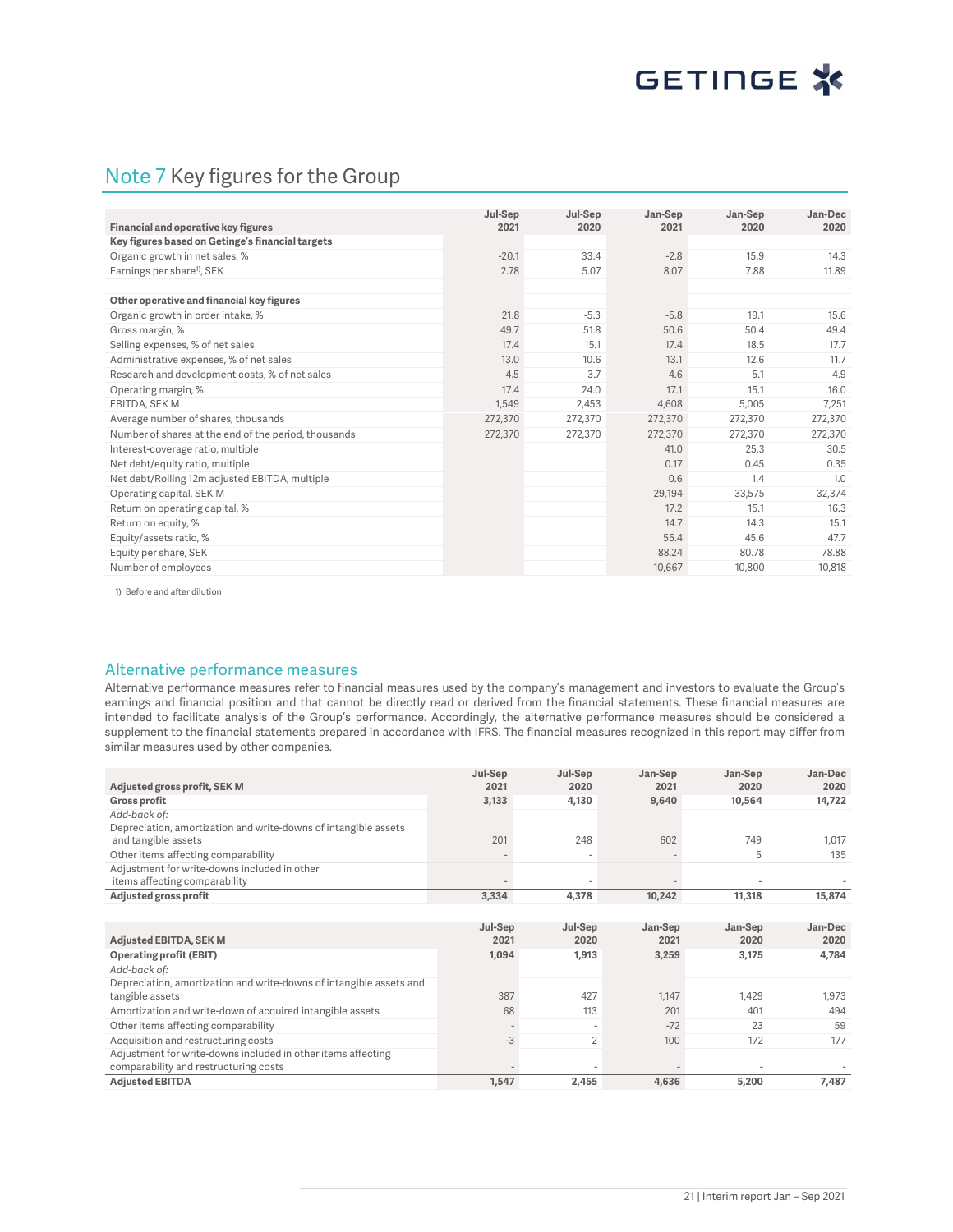## Note 7 Key figures for the Group

| Financial and operative key figures | Jul-Sep 2021 | Jul-Sep 2020 | Jan-Sep 2021 | Jan-Sep 2020 | Jan-Dec 2020 |
|---|---|---|---|---|---|
| **Key figures based on Getinge's financial targets** | | | | | |
| Organic growth in net sales, % | -20.1 | 33.4 | -2.8 | 15.9 | 14.3 |
| Earnings per share[1], SEK | 2.78 | 5.07 | 8.07 | 7.88 | 11.89 |
| | | | | | |
| **Other operative and financial key figures** | | | | | |
| Organic growth in order intake, % | 21.8 | -5.3 | -5.8 | 19.1 | 15.6 |
| Gross margin, % | 49.7 | 51.8 | 50.6 | 50.4 | 49.4 |
| Selling expenses, % of net sales | 17.4 | 15.1 | 17.4 | 18.5 | 17.7 |
| Administrative expenses, % of net sales | 13.0 | 10.6 | 13.1 | 12.6 | 11.7 |
| Research and development costs, % of net sales | 4.5 | 3.7 | 4.6 | 5.1 | 4.9 |
| Operating margin, % | 17.4 | 24.0 | 17.1 | 15.1 | 16.0 |
| EBITDA, SEK M | 1,549 | 2,453 | 4,608 | 5,005 | 7,251 |
| Average number of shares, thousands | 272,370 | 272,370 | 272,370 | 272,370 | 272,370 |
| Number of shares at the end of the period, thousands | 272,370 | 272,370 | 272,370 | 272,370 | 272,370 |
| Interest-coverage ratio, multiple | | | 41.0 | 25.3 | 30.5 |
| Net debt/equity ratio, multiple | | | 0.17 | 0.45 | 0.35 |
| Net debt/Rolling 12m adjusted EBITDA, multiple | | | 0.6 | 1.4 | 1.0 |
| Operating capital, SEK M | | | 29,194 | 33,575 | 32,374 |
| Return on operating capital, % | | | 17.2 | 15.1 | 16.3 |
| Return on equity, % | | | 14.7 | 14.3 | 15.1 |
| Equity/assets ratio, % | | | 55.4 | 45.6 | 47.7 |
| Equity per share, SEK | | | 88.24 | 80.78 | 78.88 |
| Number of employees | | | 10,667 | 10,800 | 10,818 |

1) Before and after dilution

### Alternative performance measures

Alternative performance measures refer to financial measures used by the company's management and investors to evaluate the Group's earnings and financial position and that cannot be directly read or derived from the financial statements. These financial measures are intended to facilitate analysis of the Group's performance. Accordingly, the alternative performance measures should be considered a supplement to the financial statements prepared in accordance with IFRS. The financial measures recognized in this report may differ from similar measures used by other companies.

| Adjusted gross profit, SEK M | Jul-Sep 2021 | Jul-Sep 2020 | Jan-Sep 2021 | Jan-Sep 2020 | Jan-Dec 2020 |
|---|---|---|---|---|---|
| **Gross profit** | **3,133** | **4,130** | **9,640** | **10,564** | **14,722** |
| *Add-back of:* | | | | | |
| Depreciation, amortization and write-downs of intangible assets and tangible assets | 201 | 248 | 602 | 749 | 1,017 |
| Other items affecting comparability | - | - | - | 5 | 135 |
| Adjustment for write-downs included in other items affecting comparability | - | - | - | - | - |
| **Adjusted gross profit** | **3,334** | **4,378** | **10,242** | **11,318** | **15,874** |

| Adjusted EBITDA, SEK M | Jul-Sep 2021 | Jul-Sep 2020 | Jan-Sep 2021 | Jan-Sep 2020 | Jan-Dec 2020 |
|---|---|---|---|---|---|
| **Operating profit (EBIT)** | **1,094** | **1,913** | **3,259** | **3,175** | **4,784** |
| *Add-back of:* | | | | | |
| Depreciation, amortization and write-downs of intangible assets and tangible assets | 387 | 427 | 1,147 | 1,429 | 1,973 |
| Amortization and write-down of acquired intangible assets | 68 | 113 | 201 | 401 | 494 |
| Other items affecting comparability | - | - | -72 | 23 | 59 |
| Acquisition and restructuring costs | -3 | 2 | 100 | 172 | 177 |
| Adjustment for write-downs included in other items affecting comparability and restructuring costs | - | - | - | - | - |
| **Adjusted EBITDA** | **1,547** | **2,455** | **4,636** | **5,200** | **7,487** |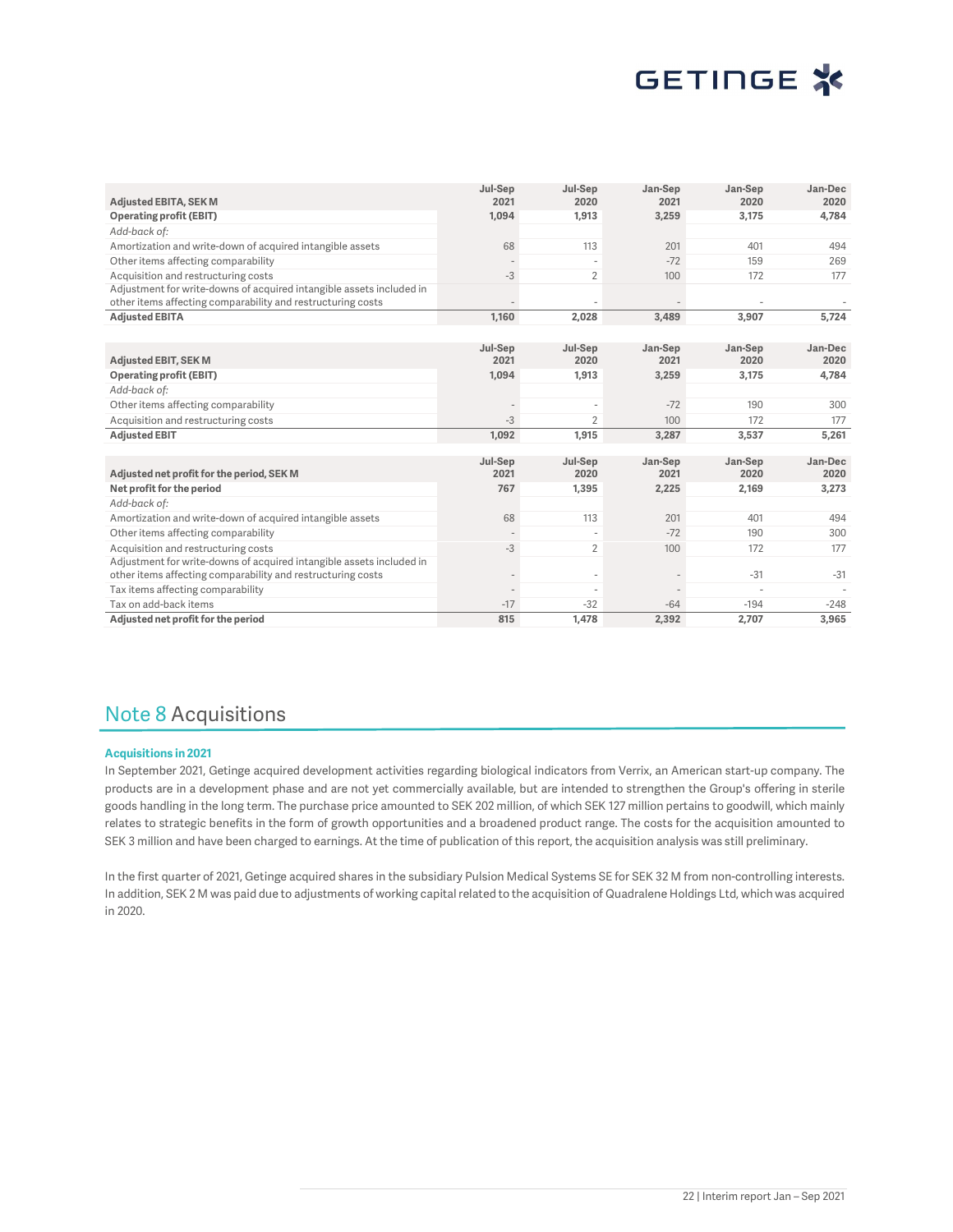| Adjusted EBITA, SEK M | Jul-Sep 2021 | Jul-Sep 2020 | Jan-Sep 2021 | Jan-Sep 2020 | Jan-Dec 2020 |
|---|---|---|---|---|---|
| **Operating profit (EBIT)** | **1,094** | **1,913** | **3,259** | **3,175** | **4,784** |
| *Add-back of:* | | | | | |
| Amortization and write-down of acquired intangible assets | 68 | 113 | 201 | 401 | 494 |
| Other items affecting comparability | - | - | -72 | 159 | 269 |
| Acquisition and restructuring costs | -3 | 2 | 100 | 172 | 177 |
| Adjustment for write-downs of acquired intangible assets included in other items affecting comparability and restructuring costs | - | - | - | - | - |
| **Adjusted EBITA** | **1,160** | **2,028** | **3,489** | **3,907** | **5,724** |

| Adjusted EBIT, SEK M | Jul-Sep 2021 | Jul-Sep 2020 | Jan-Sep 2021 | Jan-Sep 2020 | Jan-Dec 2020 |
|---|---|---|---|---|---|
| **Operating profit (EBIT)** | **1,094** | **1,913** | **3,259** | **3,175** | **4,784** |
| *Add-back of:* | | | | | |
| Other items affecting comparability | - | - | -72 | 190 | 300 |
| Acquisition and restructuring costs | -3 | 2 | 100 | 172 | 177 |
| **Adjusted EBIT** | **1,092** | **1,915** | **3,287** | **3,537** | **5,261** |

| Adjusted net profit for the period, SEK M | Jul-Sep 2021 | Jul-Sep 2020 | Jan-Sep 2021 | Jan-Sep 2020 | Jan-Dec 2020 |
|---|---|---|---|---|---|
| **Net profit for the period** | **767** | **1,395** | **2,225** | **2,169** | **3,273** |
| *Add-back of:* | | | | | |
| Amortization and write-down of acquired intangible assets | 68 | 113 | 201 | 401 | 494 |
| Other items affecting comparability | - | - | -72 | 190 | 300 |
| Acquisition and restructuring costs | -3 | 2 | 100 | 172 | 177 |
| Adjustment for write-downs of acquired intangible assets included in other items affecting comparability and restructuring costs | - | - | - | -31 | -31 |
| Tax items affecting comparability | - | - | - | - | - |
| Tax on add-back items | -17 | -32 | -64 | -194 | -248 |
| **Adjusted net profit for the period** | **815** | **1,478** | **2,392** | **2,707** | **3,965** |

## Note 8 Acquisitions

**Acquisitions in 2021**

In September 2021, Getinge acquired development activities regarding biological indicators from Verrix, an American start-up company. The products are in a development phase and are not yet commercially available, but are intended to strengthen the Group's offering in sterile goods handling in the long term. The purchase price amounted to SEK 202 million, of which SEK 127 million pertains to goodwill, which mainly relates to strategic benefits in the form of growth opportunities and a broadened product range. The costs for the acquisition amounted to SEK 3 million and have been charged to earnings. At the time of publication of this report, the acquisition analysis was still preliminary.

In the first quarter of 2021, Getinge acquired shares in the subsidiary Pulsion Medical Systems SE for SEK 32 M from non-controlling interests. In addition, SEK 2 M was paid due to adjustments of working capital related to the acquisition of Quadralene Holdings Ltd, which was acquired in 2020.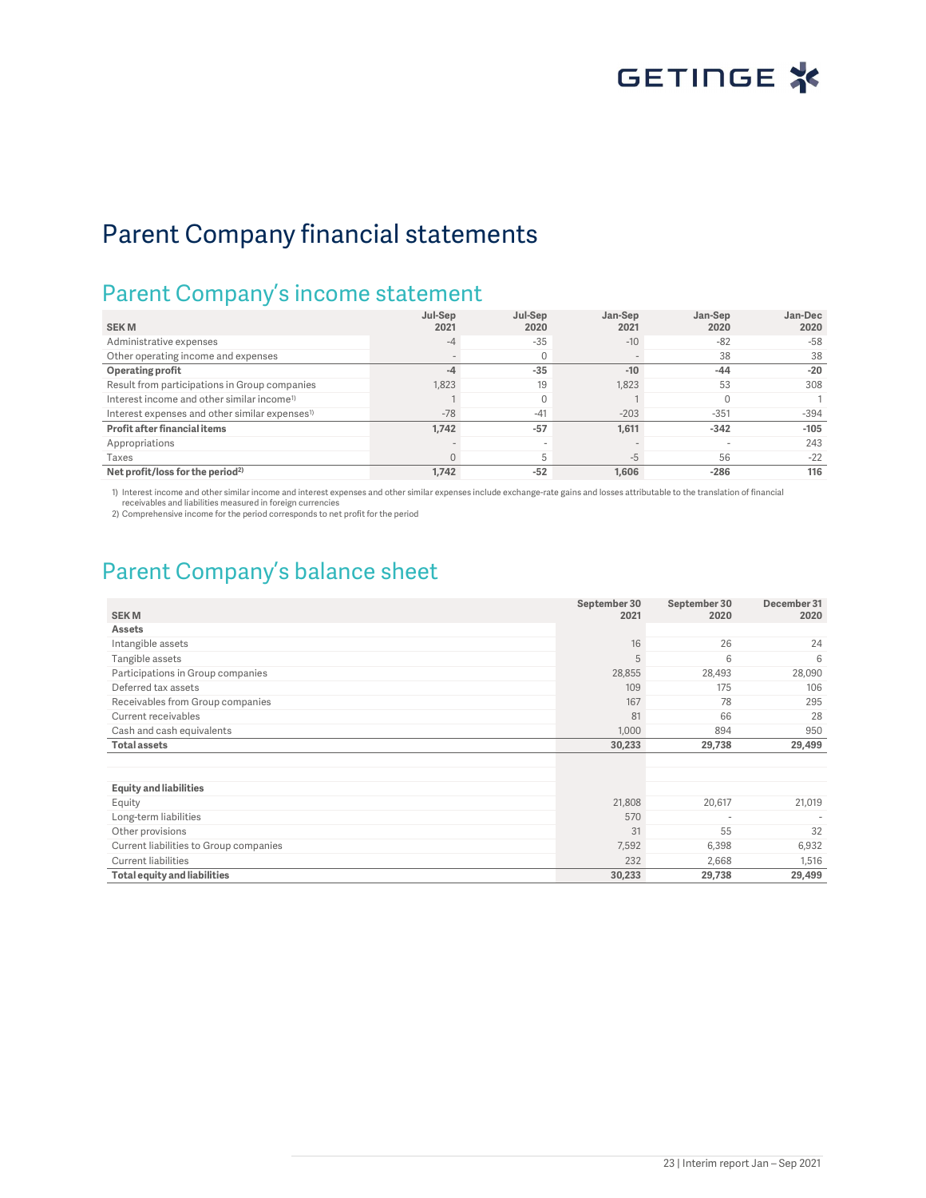# Parent Company financial statements

## Parent Company's income statement

| SEK M | Jul-Sep 2021 | Jul-Sep 2020 | Jan-Sep 2021 | Jan-Sep 2020 | Jan-Dec 2020 |
|---|---|---|---|---|---|
| Administrative expenses | -4 | -35 | -10 | -82 | -58 |
| Other operating income and expenses | - | 0 | - | 38 | 38 |
| **Operating profit** | **-4** | **-35** | **-10** | **-44** | **-20** |
| Result from participations in Group companies | 1,823 | 19 | 1,823 | 53 | 308 |
| Interest income and other similar income[1] | 1 | 0 | 1 | 0 | 1 |
| Interest expenses and other similar expenses[1] | -78 | -41 | -203 | -351 | -394 |
| **Profit after financial items** | **1,742** | **-57** | **1,611** | **-342** | **-105** |
| Appropriations | - | - | - | - | 243 |
| Taxes | 0 | 5 | -5 | 56 | -22 |
| **Net profit/loss for the period[2]** | **1,742** | **-52** | **1,606** | **-286** | **116** |

1) Interest income and other similar income and interest expenses and other similar expenses include exchange-rate gains and losses attributable to the translation of financial receivables and liabilities measured in foreign currencies
2) Comprehensive income for the period corresponds to net profit for the period

## Parent Company's balance sheet

| SEK M | September 30 2021 | September 30 2020 | December 31 2020 |
|---|---|---|---|
| **Assets** | | | |
| Intangible assets | 16 | 26 | 24 |
| Tangible assets | 5 | 6 | 6 |
| Participations in Group companies | 28,855 | 28,493 | 28,090 |
| Deferred tax assets | 109 | 175 | 106 |
| Receivables from Group companies | 167 | 78 | 295 |
| Current receivables | 81 | 66 | 28 |
| Cash and cash equivalents | 1,000 | 894 | 950 |
| **Total assets** | **30,233** | **29,738** | **29,499** |
| | | | |
| **Equity and liabilities** | | | |
| Equity | 21,808 | 20,617 | 21,019 |
| Long-term liabilities | 570 | - | - |
| Other provisions | 31 | 55 | 32 |
| Current liabilities to Group companies | 7,592 | 6,398 | 6,932 |
| Current liabilities | 232 | 2,668 | 1,516 |
| **Total equity and liabilities** | **30,233** | **29,738** | **29,499** |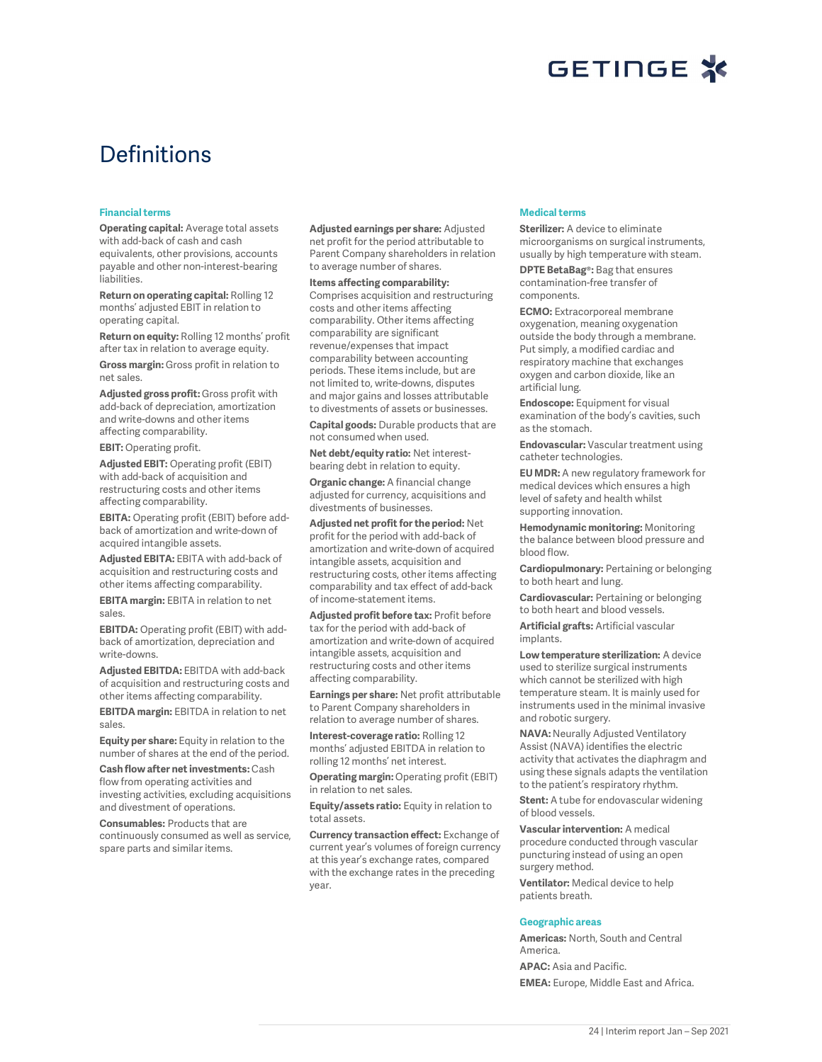# Definitions

### Financial terms

**Operating capital:** Average total assets with add-back of cash and cash equivalents, other provisions, accounts payable and other non-interest-bearing liabilities.

**Return on operating capital:** Rolling 12 months' adjusted EBIT in relation to operating capital.

**Return on equity:** Rolling 12 months' profit after tax in relation to average equity.

**Gross margin:** Gross profit in relation to net sales.

**Adjusted gross profit:** Gross profit with add-back of depreciation, amortization and write-downs and other items affecting comparability.

**EBIT:** Operating profit.

**Adjusted EBIT:** Operating profit (EBIT) with add-back of acquisition and restructuring costs and other items affecting comparability.

**EBITA:** Operating profit (EBIT) before add-back of amortization and write-down of acquired intangible assets.

**Adjusted EBITA:** EBITA with add-back of acquisition and restructuring costs and other items affecting comparability.

**EBITA margin:** EBITA in relation to net sales.

**EBITDA:** Operating profit (EBIT) with add-back of amortization, depreciation and write-downs.

**Adjusted EBITDA:** EBITDA with add-back of acquisition and restructuring costs and other items affecting comparability.

**EBITDA margin:** EBITDA in relation to net sales.

**Equity per share:** Equity in relation to the number of shares at the end of the period.

**Cash flow after net investments:** Cash flow from operating activities and investing activities, excluding acquisitions and divestment of operations.

**Consumables:** Products that are continuously consumed as well as service, spare parts and similar items.

**Adjusted earnings per share:** Adjusted net profit for the period attributable to Parent Company shareholders in relation to average number of shares.

**Items affecting comparability:** Comprises acquisition and restructuring costs and other items affecting comparability. Other items affecting comparability are significant revenue/expenses that impact comparability between accounting periods. These items include, but are not limited to, write-downs, disputes and major gains and losses attributable to divestments of assets or businesses.

**Capital goods:** Durable products that are not consumed when used.

**Net debt/equity ratio:** Net interest-bearing debt in relation to equity.

**Organic change:** A financial change adjusted for currency, acquisitions and divestments of businesses.

**Adjusted net profit for the period:** Net profit for the period with add-back of amortization and write-down of acquired intangible assets, acquisition and restructuring costs, other items affecting comparability and tax effect of add-back of income-statement items.

**Adjusted profit before tax:** Profit before tax for the period with add-back of amortization and write-down of acquired intangible assets, acquisition and restructuring costs and other items affecting comparability.

**Earnings per share:** Net profit attributable to Parent Company shareholders in relation to average number of shares.

**Interest-coverage ratio:** Rolling 12 months' adjusted EBITDA in relation to rolling 12 months' net interest.

**Operating margin:** Operating profit (EBIT) in relation to net sales.

**Equity/assets ratio:** Equity in relation to total assets.

**Currency transaction effect:** Exchange of current year's volumes of foreign currency at this year's exchange rates, compared with the exchange rates in the preceding year.

### Medical terms

**Sterilizer:** A device to eliminate microorganisms on surgical instruments, usually by high temperature with steam.

**DPTE BetaBag®:** Bag that ensures contamination-free transfer of components.

**ECMO:** Extracorporeal membrane oxygenation, meaning oxygenation outside the body through a membrane. Put simply, a modified cardiac and respiratory machine that exchanges oxygen and carbon dioxide, like an artificial lung.

**Endoscope:** Equipment for visual examination of the body's cavities, such as the stomach.

**Endovascular:** Vascular treatment using catheter technologies.

**EU MDR:** A new regulatory framework for medical devices which ensures a high level of safety and health whilst supporting innovation.

**Hemodynamic monitoring:** Monitoring the balance between blood pressure and blood flow.

**Cardiopulmonary:** Pertaining or belonging to both heart and lung.

**Cardiovascular:** Pertaining or belonging to both heart and blood vessels.

**Artificial grafts:** Artificial vascular implants.

**Low temperature sterilization:** A device used to sterilize surgical instruments which cannot be sterilized with high temperature steam. It is mainly used for instruments used in the minimal invasive and robotic surgery.

**NAVA:** Neurally Adjusted Ventilatory Assist (NAVA) identifies the electric activity that activates the diaphragm and using these signals adapts the ventilation to the patient's respiratory rhythm.

**Stent:** A tube for endovascular widening of blood vessels.

**Vascular intervention:** A medical procedure conducted through vascular puncturing instead of using an open surgery method.

**Ventilator:** Medical device to help patients breath.

### Geographic areas

**Americas:** North, South and Central America.

**APAC:** Asia and Pacific.

**EMEA:** Europe, Middle East and Africa.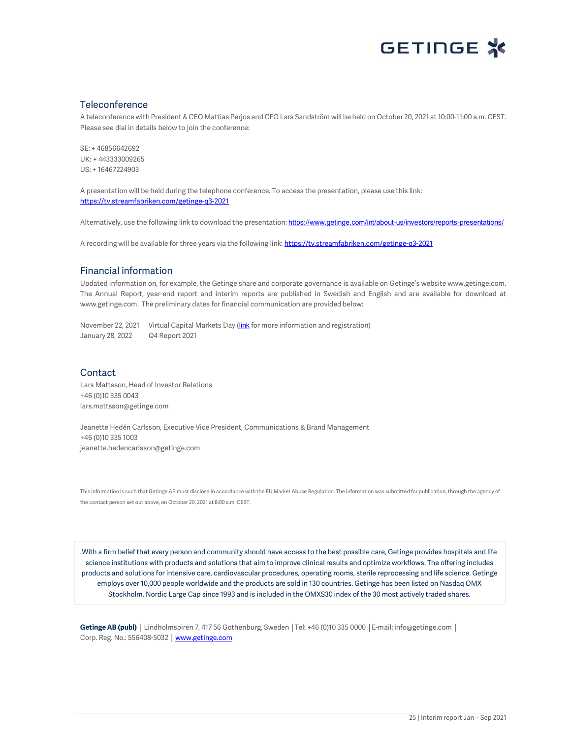## Teleconference

A teleconference with President & CEO Mattias Perjos and CFO Lars Sandström will be held on October 20, 2021 at 10:00-11:00 a.m. CEST. Please see dial in details below to join the conference:

SE: + 46856642692
UK: + 443333009265
US: + 16467224903

A presentation will be held during the telephone conference. To access the presentation, please use this link: https://tv.streamfabriken.com/getinge-q3-2021

Alternatively, use the following link to download the presentation: https://www.getinge.com/int/about-us/investors/reports-presentations/

A recording will be available for three years via the following link: https://tv.streamfabriken.com/getinge-q3-2021

## Financial information

Updated information on, for example, the Getinge share and corporate governance is available on Getinge's website www.getinge.com. The Annual Report, year-end report and interim reports are published in Swedish and English and are available for download at www.getinge.com. The preliminary dates for financial communication are provided below:

November 22, 2021 Virtual Capital Markets Day (link for more information and registration)
January 28, 2022 Q4 Report 2021

## Contact

Lars Mattsson, Head of Investor Relations
+46 (0)10 335 0043
lars.mattsson@getinge.com

Jeanette Hedén Carlsson, Executive Vice President, Communications & Brand Management
+46 (0)10 335 1003
jeanette.hedencarlsson@getinge.com

This information is such that Getinge AB must disclose in accordance with the EU Market Abuse Regulation. The information was submitted for publication, through the agency of the contact person set out above, on October 20, 2021 at 8:00 a.m. CEST.

With a firm belief that every person and community should have access to the best possible care, Getinge provides hospitals and life science institutions with products and solutions that aim to improve clinical results and optimize workflows. The offering includes products and solutions for intensive care, cardiovascular procedures, operating rooms, sterile reprocessing and life science. Getinge employs over 10,000 people worldwide and the products are sold in 130 countries. Getinge has been listed on Nasdaq OMX Stockholm, Nordic Large Cap since 1993 and is included in the OMXS30 index of the 30 most actively traded shares.

**Getinge AB (publ)** | Lindholmspiren 7, 417 56 Gothenburg, Sweden | Tel: +46 (0)10 335 0000 | E-mail: info@getinge.com | Corp. Reg. No.: 556408-5032 | www.getinge.com